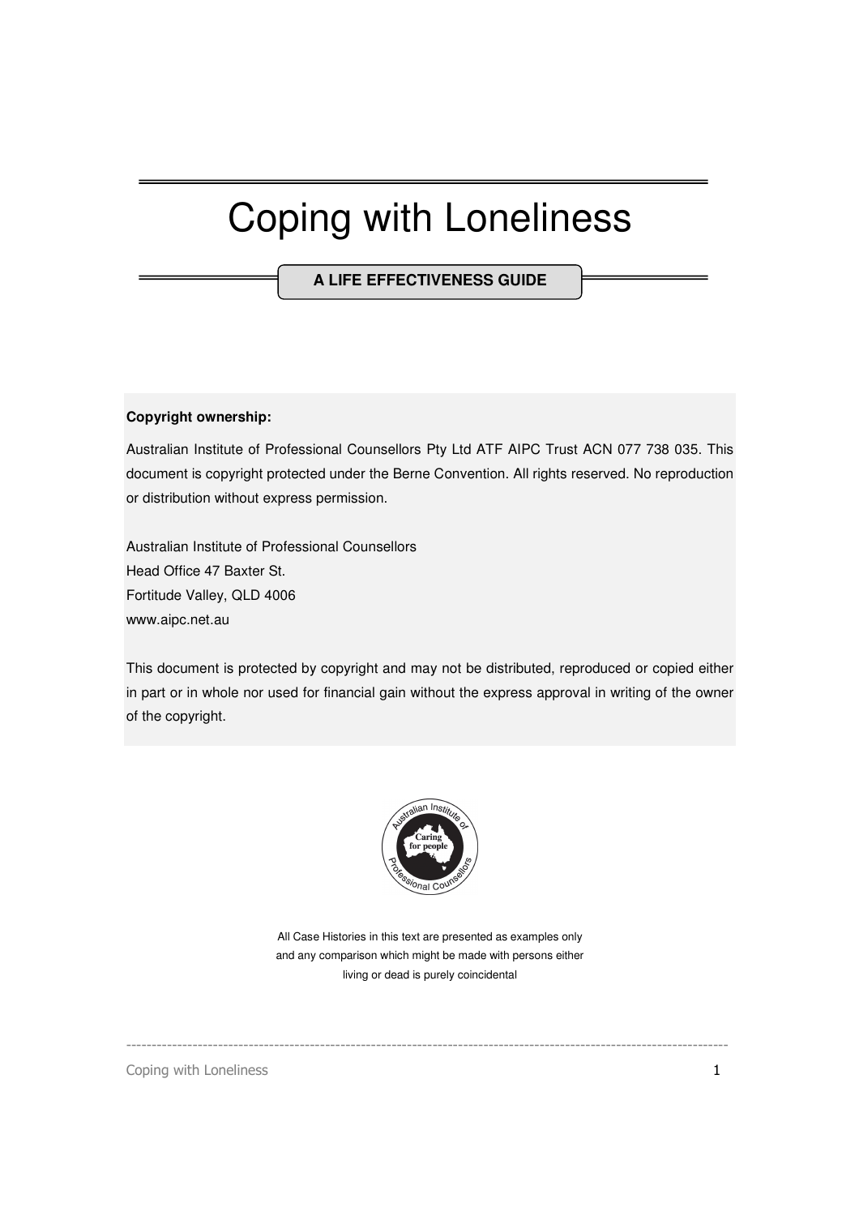# Coping with Loneliness

**A LIFE EFFECTIVENESS GUIDE**

**Copyright ownership:**

Australian Institute of Professional Counsellors Pty Ltd ATF AIPC Trust ACN 077 738 035. This document is copyright protected under the Berne Convention. All rights reserved. No reproduction or distribution without express permission.

Australian Institute of Professional Counsellors
Head Office 47 Baxter St.
Fortitude Valley, QLD 4006
www.aipc.net.au

This document is protected by copyright and may not be distributed, reproduced or copied either in part or in whole nor used for financial gain without the express approval in writing of the owner of the copyright.

All Case Histories in this text are presented as examples only and any comparison which might be made with persons either living or dead is purely coincidental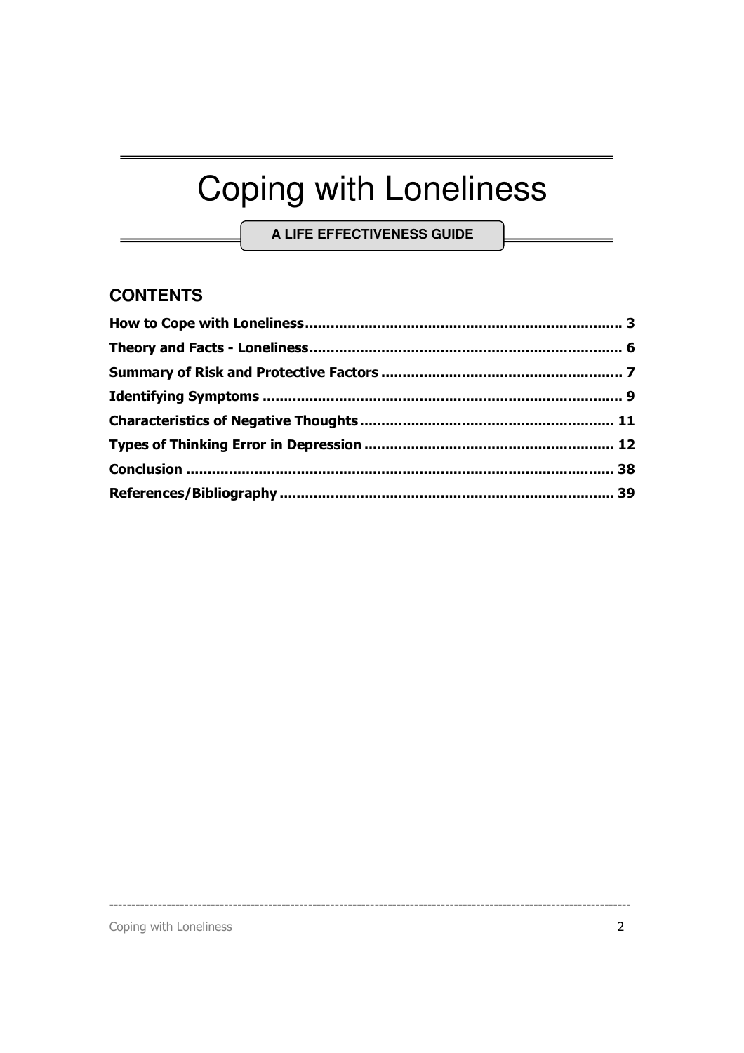# Coping with Loneliness

**A LIFE EFFECTIVENESS GUIDE**

## CONTENTS

**How to Cope with Loneliness........................................................................ 3**

**Theory and Facts - Loneliness........................................................................ 6**

**Summary of Risk and Protective Factors ........................................................ 7**

**Identifying Symptoms ................................................................................... 9**

**Characteristics of Negative Thoughts........................................................... 11**

**Types of Thinking Error in Depression .......................................................... 12**

**Conclusion .................................................................................................. 38**

**References/Bibliography ............................................................................. 39**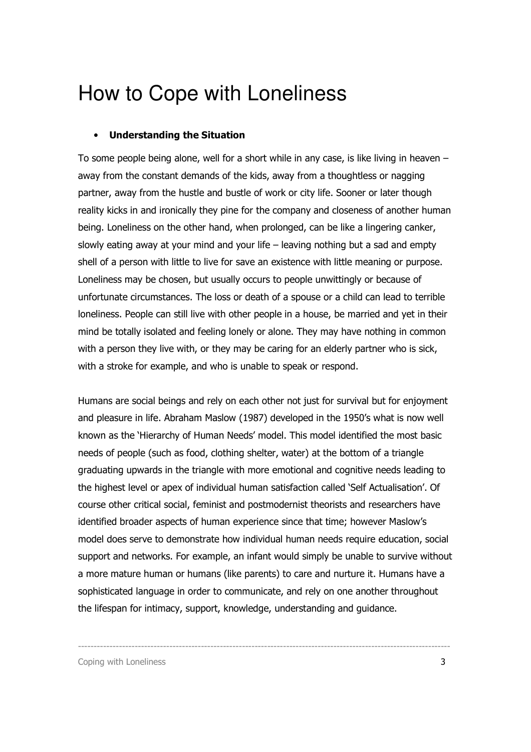# How to Cope with Loneliness

- **Understanding the Situation**

To some people being alone, well for a short while in any case, is like living in heaven – away from the constant demands of the kids, away from a thoughtless or nagging partner, away from the hustle and bustle of work or city life. Sooner or later though reality kicks in and ironically they pine for the company and closeness of another human being. Loneliness on the other hand, when prolonged, can be like a lingering canker, slowly eating away at your mind and your life – leaving nothing but a sad and empty shell of a person with little to live for save an existence with little meaning or purpose. Loneliness may be chosen, but usually occurs to people unwittingly or because of unfortunate circumstances. The loss or death of a spouse or a child can lead to terrible loneliness. People can still live with other people in a house, be married and yet in their mind be totally isolated and feeling lonely or alone. They may have nothing in common with a person they live with, or they may be caring for an elderly partner who is sick, with a stroke for example, and who is unable to speak or respond.

Humans are social beings and rely on each other not just for survival but for enjoyment and pleasure in life. Abraham Maslow (1987) developed in the 1950's what is now well known as the 'Hierarchy of Human Needs' model. This model identified the most basic needs of people (such as food, clothing shelter, water) at the bottom of a triangle graduating upwards in the triangle with more emotional and cognitive needs leading to the highest level or apex of individual human satisfaction called 'Self Actualisation'. Of course other critical social, feminist and postmodernist theorists and researchers have identified broader aspects of human experience since that time; however Maslow's model does serve to demonstrate how individual human needs require education, social support and networks. For example, an infant would simply be unable to survive without a more mature human or humans (like parents) to care and nurture it. Humans have a sophisticated language in order to communicate, and rely on one another throughout the lifespan for intimacy, support, knowledge, understanding and guidance.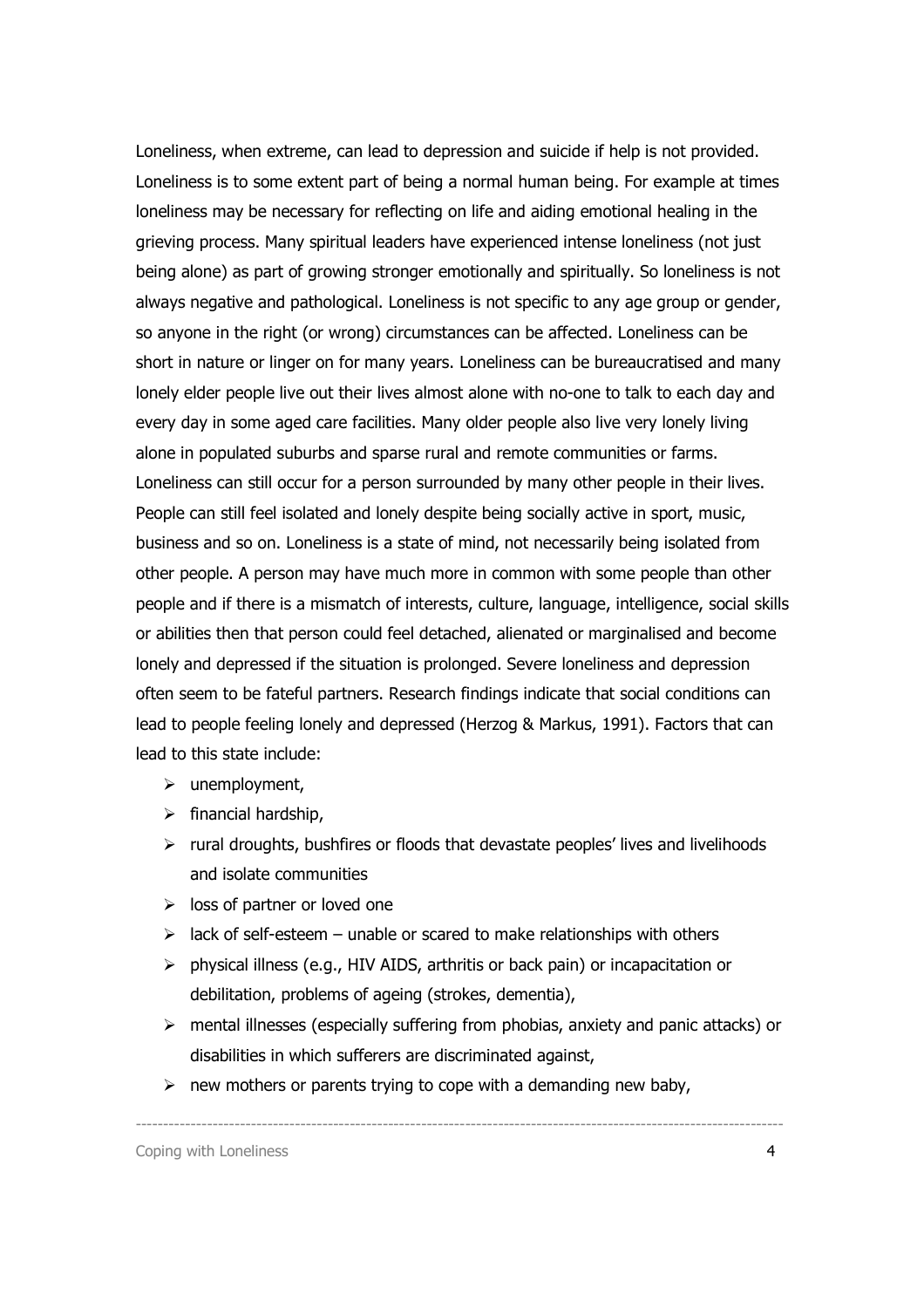Loneliness, when extreme, can lead to depression and suicide if help is not provided. Loneliness is to some extent part of being a normal human being. For example at times loneliness may be necessary for reflecting on life and aiding emotional healing in the grieving process. Many spiritual leaders have experienced intense loneliness (not just being alone) as part of growing stronger emotionally and spiritually. So loneliness is not always negative and pathological. Loneliness is not specific to any age group or gender, so anyone in the right (or wrong) circumstances can be affected. Loneliness can be short in nature or linger on for many years. Loneliness can be bureaucratised and many lonely elder people live out their lives almost alone with no-one to talk to each day and every day in some aged care facilities. Many older people also live very lonely living alone in populated suburbs and sparse rural and remote communities or farms. Loneliness can still occur for a person surrounded by many other people in their lives. People can still feel isolated and lonely despite being socially active in sport, music, business and so on. Loneliness is a state of mind, not necessarily being isolated from other people. A person may have much more in common with some people than other people and if there is a mismatch of interests, culture, language, intelligence, social skills or abilities then that person could feel detached, alienated or marginalised and become lonely and depressed if the situation is prolonged. Severe loneliness and depression often seem to be fateful partners. Research findings indicate that social conditions can lead to people feeling lonely and depressed (Herzog & Markus, 1991). Factors that can lead to this state include:

- unemployment,
- financial hardship,
- rural droughts, bushfires or floods that devastate peoples' lives and livelihoods and isolate communities
- loss of partner or loved one
- lack of self-esteem – unable or scared to make relationships with others
- physical illness (e.g., HIV AIDS, arthritis or back pain) or incapacitation or debilitation, problems of ageing (strokes, dementia),
- mental illnesses (especially suffering from phobias, anxiety and panic attacks) or disabilities in which sufferers are discriminated against,
- new mothers or parents trying to cope with a demanding new baby,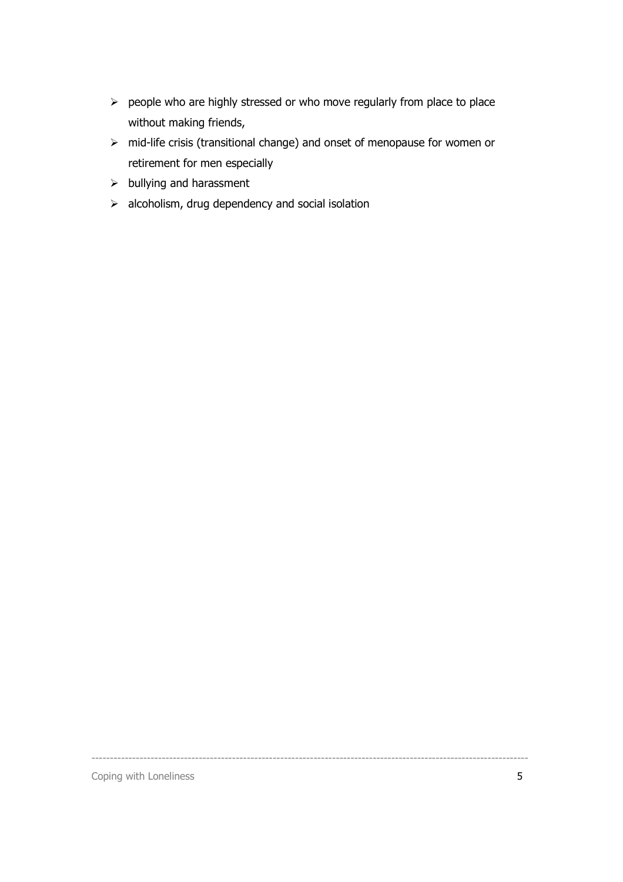- people who are highly stressed or who move regularly from place to place without making friends,
- mid-life crisis (transitional change) and onset of menopause for women or retirement for men especially
- bullying and harassment
- alcoholism, drug dependency and social isolation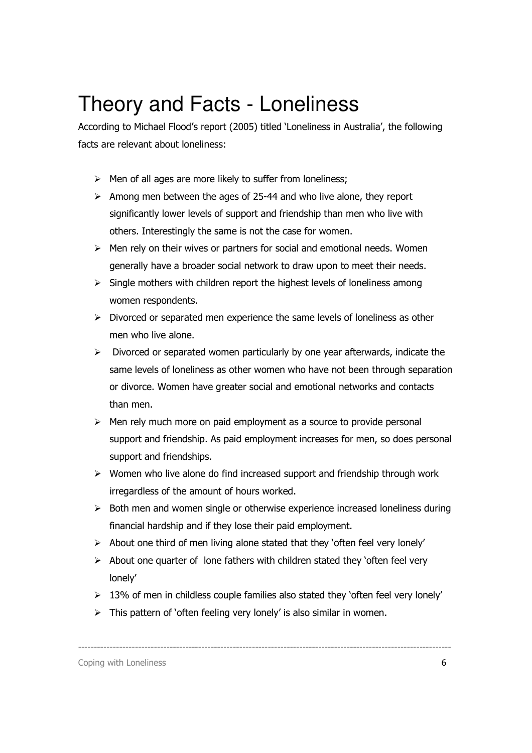# Theory and Facts - Loneliness

According to Michael Flood's report (2005) titled 'Loneliness in Australia', the following facts are relevant about loneliness:

- Men of all ages are more likely to suffer from loneliness;
- Among men between the ages of 25-44 and who live alone, they report significantly lower levels of support and friendship than men who live with others. Interestingly the same is not the case for women.
- Men rely on their wives or partners for social and emotional needs. Women generally have a broader social network to draw upon to meet their needs.
- Single mothers with children report the highest levels of loneliness among women respondents.
- Divorced or separated men experience the same levels of loneliness as other men who live alone.
- Divorced or separated women particularly by one year afterwards, indicate the same levels of loneliness as other women who have not been through separation or divorce. Women have greater social and emotional networks and contacts than men.
- Men rely much more on paid employment as a source to provide personal support and friendship. As paid employment increases for men, so does personal support and friendships.
- Women who live alone do find increased support and friendship through work irregardless of the amount of hours worked.
- Both men and women single or otherwise experience increased loneliness during financial hardship and if they lose their paid employment.
- About one third of men living alone stated that they 'often feel very lonely'
- About one quarter of lone fathers with children stated they 'often feel very lonely'
- 13% of men in childless couple families also stated they 'often feel very lonely'
- This pattern of 'often feeling very lonely' is also similar in women.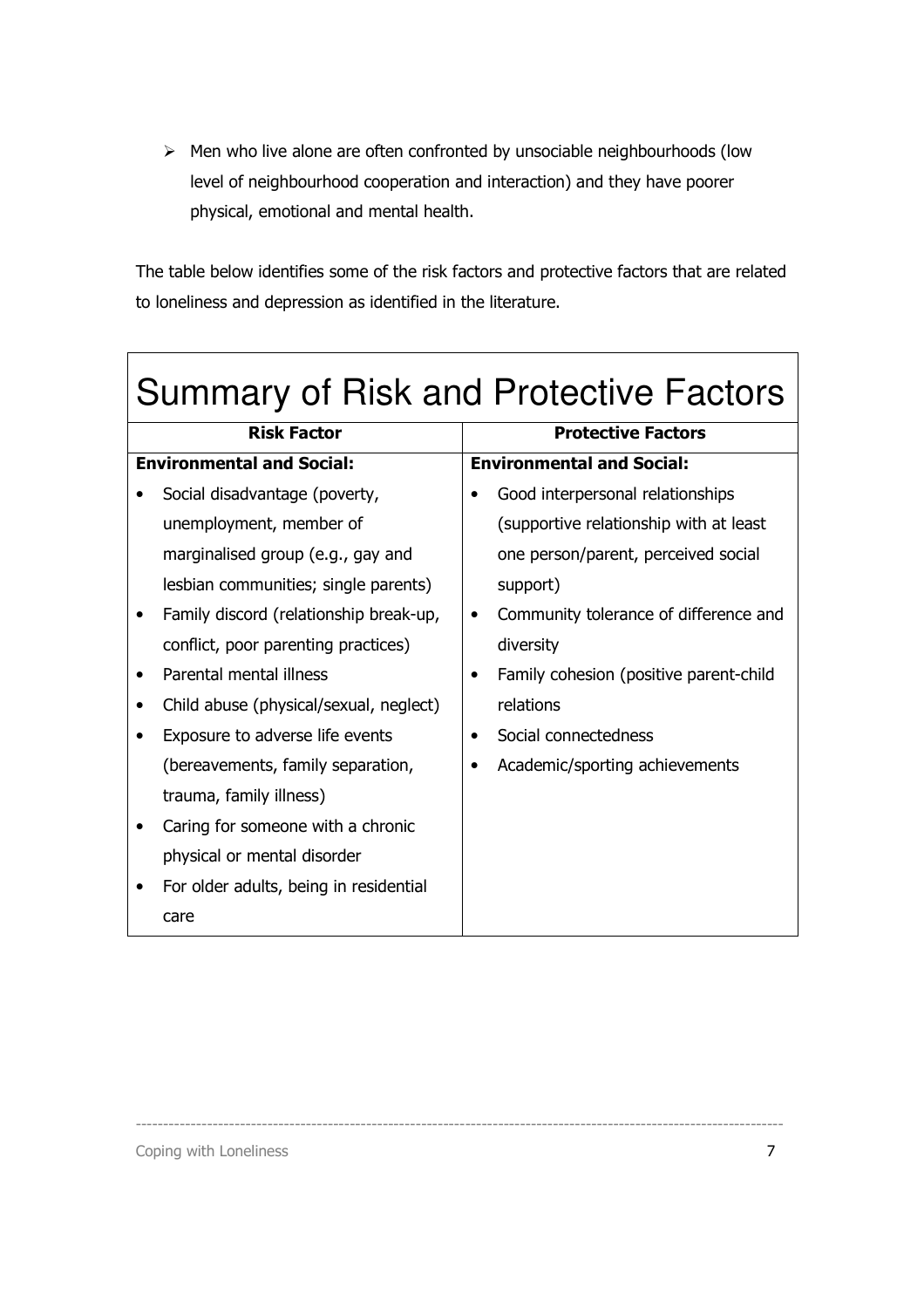- Men who live alone are often confronted by unsociable neighbourhoods (low level of neighbourhood cooperation and interaction) and they have poorer physical, emotional and mental health.

The table below identifies some of the risk factors and protective factors that are related to loneliness and depression as identified in the literature.

## Summary of Risk and Protective Factors

| **Risk Factor** | **Protective Factors** |
| --- | --- |
| **Environmental and Social:**<br>• Social disadvantage (poverty, unemployment, member of marginalised group (e.g., gay and lesbian communities; single parents)<br>• Family discord (relationship break-up, conflict, poor parenting practices)<br>• Parental mental illness<br>• Child abuse (physical/sexual, neglect)<br>• Exposure to adverse life events (bereavements, family separation, trauma, family illness)<br>• Caring for someone with a chronic physical or mental disorder<br>• For older adults, being in residential care | **Environmental and Social:**<br>• Good interpersonal relationships (supportive relationship with at least one person/parent, perceived social support)<br>• Community tolerance of difference and diversity<br>• Family cohesion (positive parent-child relations<br>• Social connectedness<br>• Academic/sporting achievements |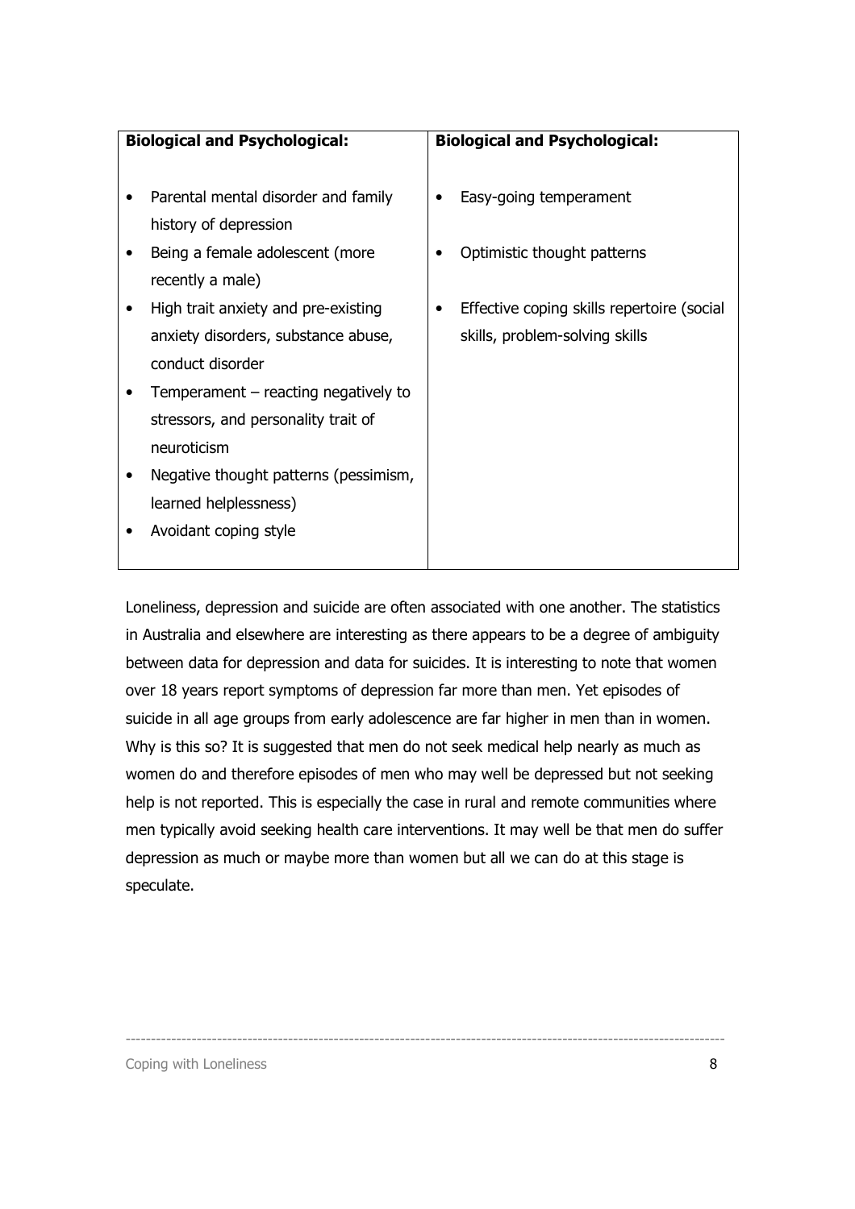| **Biological and Psychological:** | **Biological and Psychological:** |
| --- | --- |
| • Parental mental disorder and family history of depression<br>• Being a female adolescent (more recently a male)<br>• High trait anxiety and pre-existing anxiety disorders, substance abuse, conduct disorder<br>• Temperament – reacting negatively to stressors, and personality trait of neuroticism<br>• Negative thought patterns (pessimism, learned helplessness)<br>• Avoidant coping style | • Easy-going temperament<br>• Optimistic thought patterns<br>• Effective coping skills repertoire (social skills, problem-solving skills |

Loneliness, depression and suicide are often associated with one another. The statistics in Australia and elsewhere are interesting as there appears to be a degree of ambiguity between data for depression and data for suicides. It is interesting to note that women over 18 years report symptoms of depression far more than men. Yet episodes of suicide in all age groups from early adolescence are far higher in men than in women. Why is this so? It is suggested that men do not seek medical help nearly as much as women do and therefore episodes of men who may well be depressed but not seeking help is not reported. This is especially the case in rural and remote communities where men typically avoid seeking health care interventions. It may well be that men do suffer depression as much or maybe more than women but all we can do at this stage is speculate.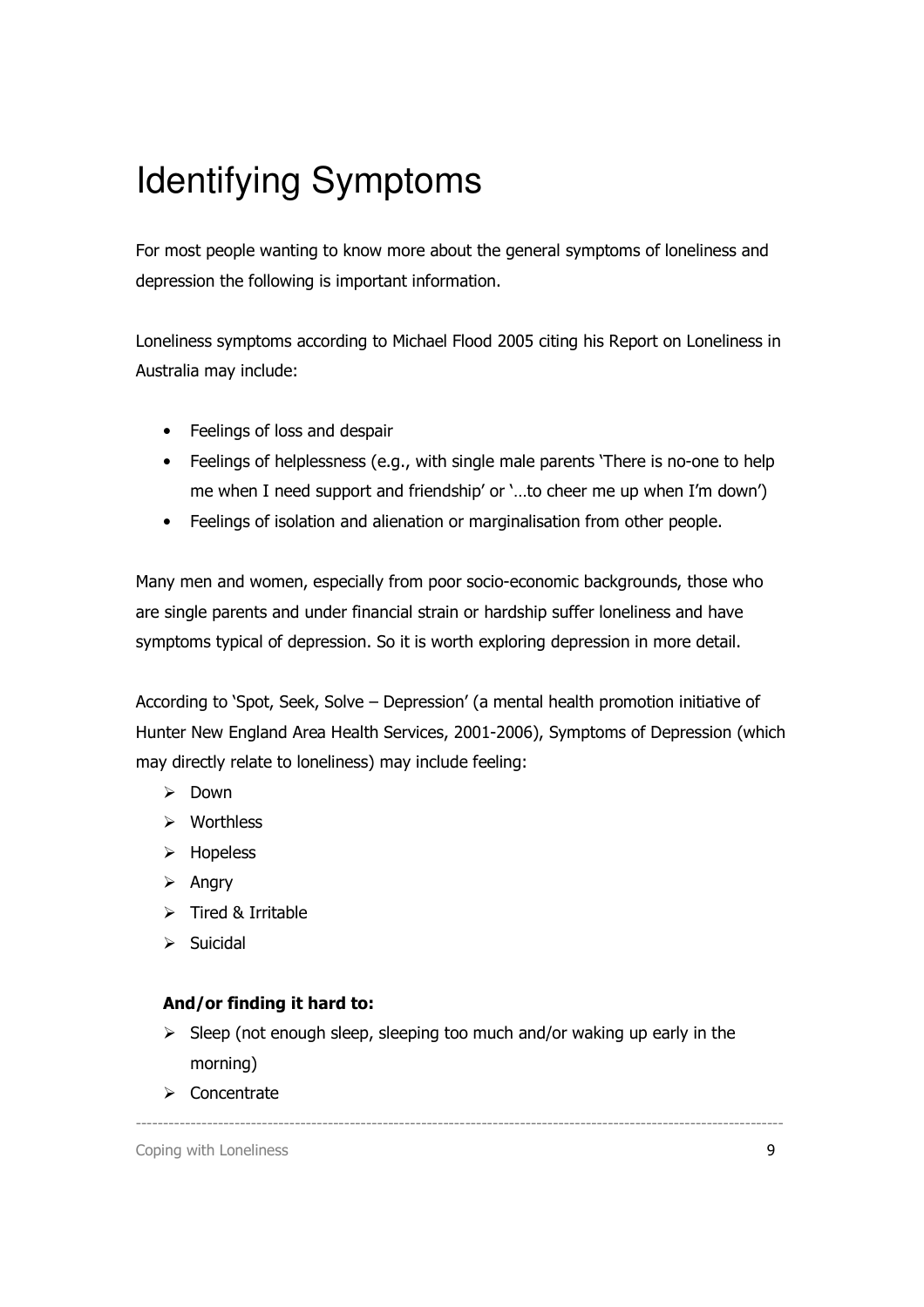# Identifying Symptoms

For most people wanting to know more about the general symptoms of loneliness and depression the following is important information.

Loneliness symptoms according to Michael Flood 2005 citing his Report on Loneliness in Australia may include:

- Feelings of loss and despair
- Feelings of helplessness (e.g., with single male parents 'There is no-one to help me when I need support and friendship' or '…to cheer me up when I'm down')
- Feelings of isolation and alienation or marginalisation from other people.

Many men and women, especially from poor socio-economic backgrounds, those who are single parents and under financial strain or hardship suffer loneliness and have symptoms typical of depression. So it is worth exploring depression in more detail.

According to 'Spot, Seek, Solve – Depression' (a mental health promotion initiative of Hunter New England Area Health Services, 2001-2006), Symptoms of Depression (which may directly relate to loneliness) may include feeling:

- Down
- Worthless
- Hopeless
- Angry
- Tired & Irritable
- Suicidal

**And/or finding it hard to:**

- Sleep (not enough sleep, sleeping too much and/or waking up early in the morning)
- Concentrate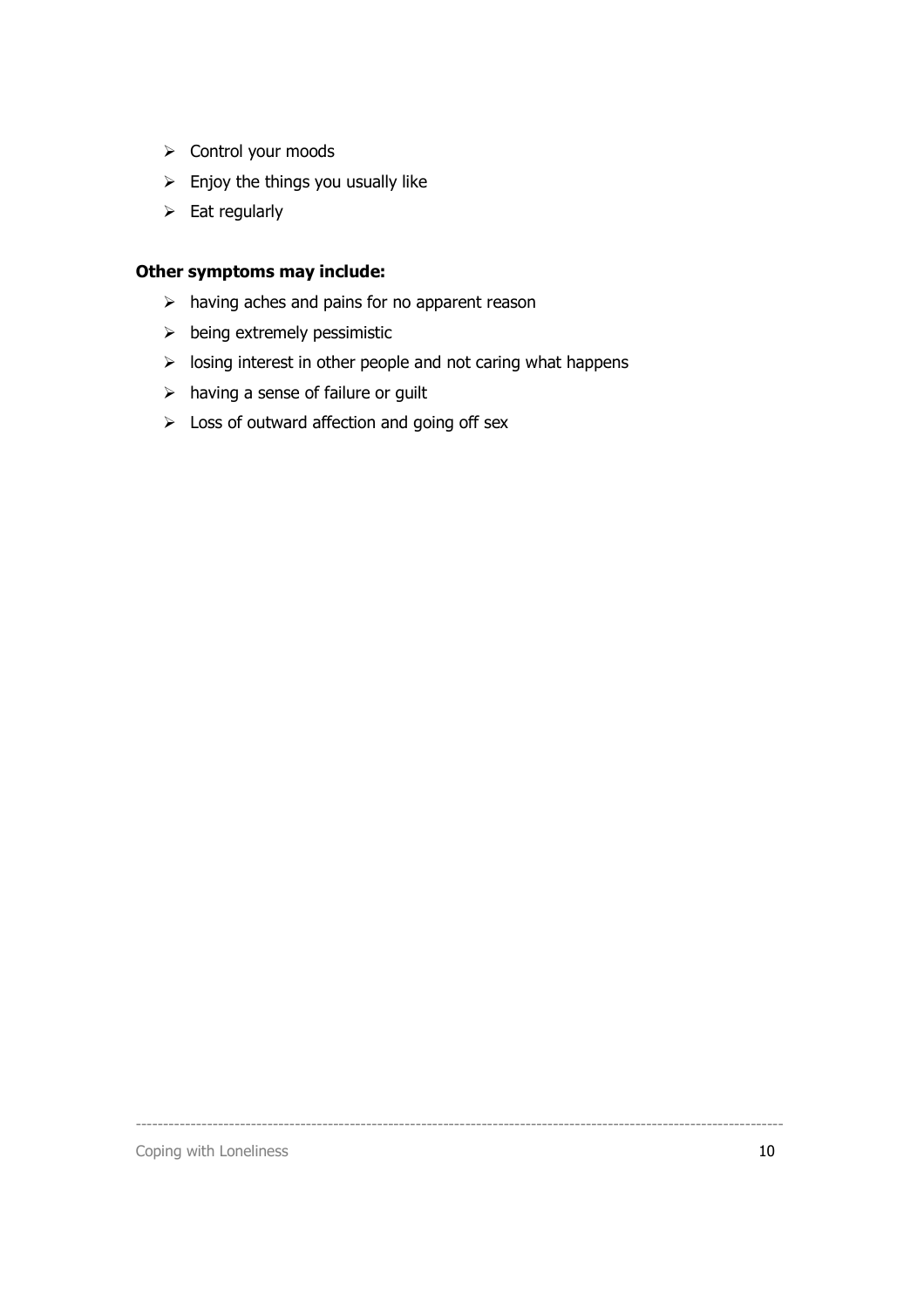- Control your moods
- Enjoy the things you usually like
- Eat regularly

**Other symptoms may include:**

- having aches and pains for no apparent reason
- being extremely pessimistic
- losing interest in other people and not caring what happens
- having a sense of failure or guilt
- Loss of outward affection and going off sex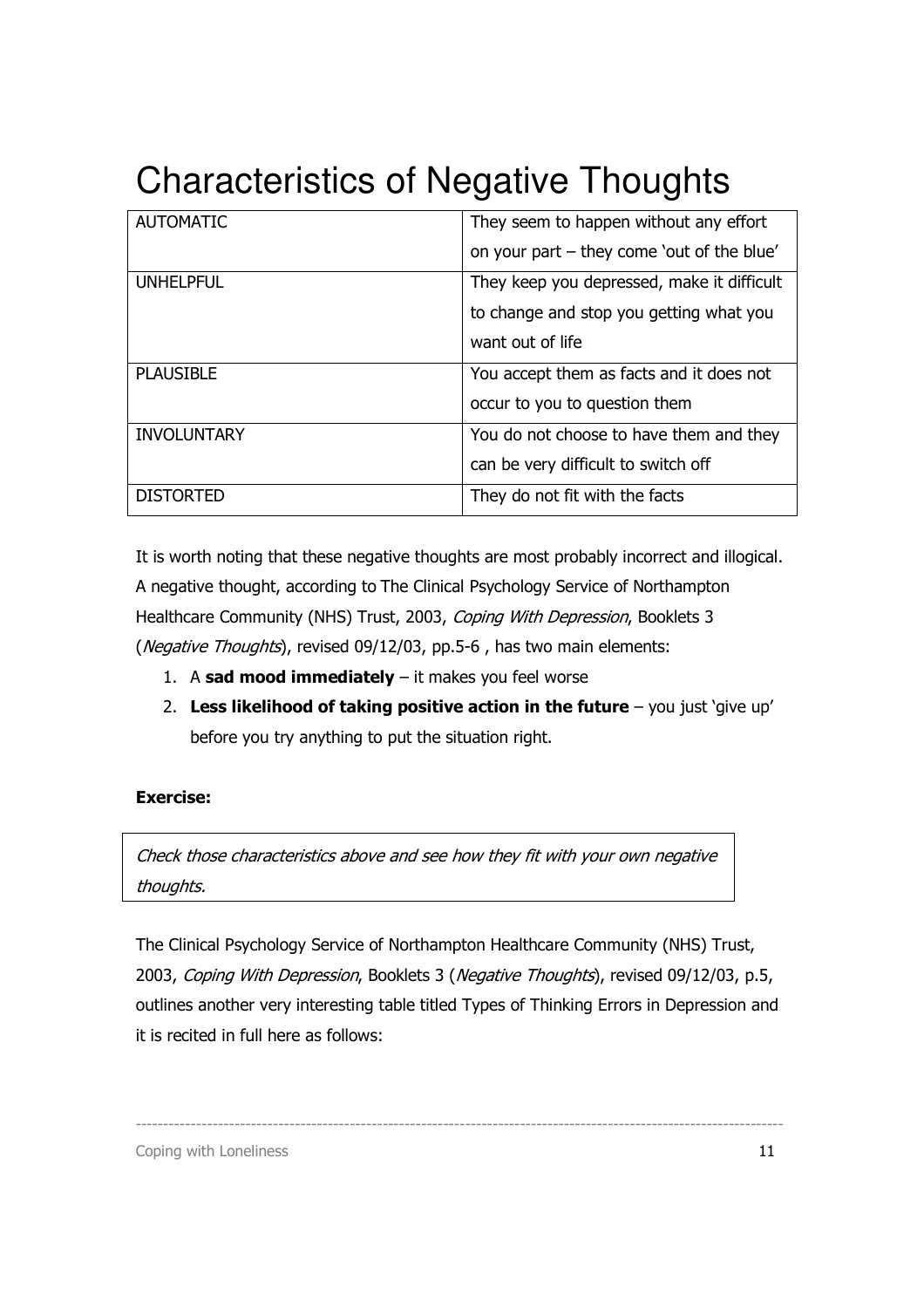# Characteristics of Negative Thoughts

| | |
|---|---|
| AUTOMATIC | They seem to happen without any effort on your part – they come 'out of the blue' |
| UNHELPFUL | They keep you depressed, make it difficult to change and stop you getting what you want out of life |
| PLAUSIBLE | You accept them as facts and it does not occur to you to question them |
| INVOLUNTARY | You do not choose to have them and they can be very difficult to switch off |
| DISTORTED | They do not fit with the facts |

It is worth noting that these negative thoughts are most probably incorrect and illogical. A negative thought, according to The Clinical Psychology Service of Northampton Healthcare Community (NHS) Trust, 2003, *Coping With Depression*, Booklets 3 (*Negative Thoughts*), revised 09/12/03, pp.5-6 , has two main elements:

1. A **sad mood immediately** – it makes you feel worse
2. **Less likelihood of taking positive action in the future** – you just 'give up' before you try anything to put the situation right.

**Exercise:**

*Check those characteristics above and see how they fit with your own negative thoughts.*

The Clinical Psychology Service of Northampton Healthcare Community (NHS) Trust, 2003, *Coping With Depression*, Booklets 3 (*Negative Thoughts*), revised 09/12/03, p.5, outlines another very interesting table titled Types of Thinking Errors in Depression and it is recited in full here as follows: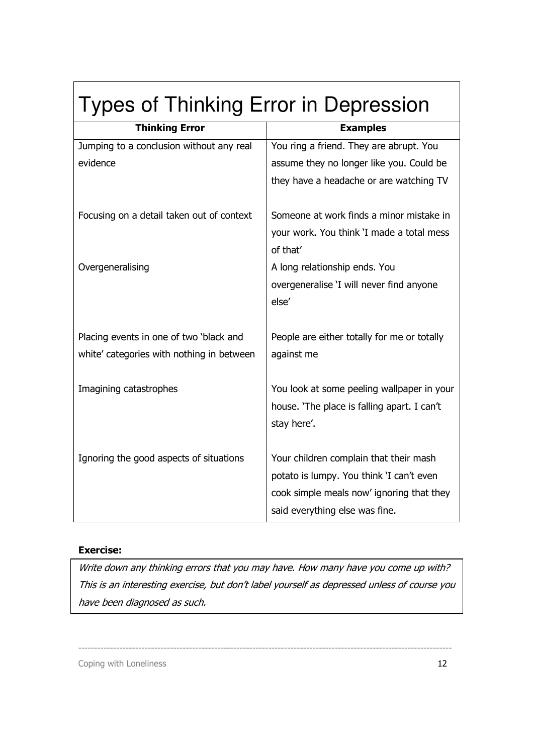# Types of Thinking Error in Depression

| Thinking Error | Examples |
|---|---|
| Jumping to a conclusion without any real evidence | You ring a friend. They are abrupt. You assume they no longer like you. Could be they have a headache or are watching TV |
| Focusing on a detail taken out of context | Someone at work finds a minor mistake in your work. You think 'I made a total mess of that' |
| Overgeneralising | A long relationship ends. You overgeneralise 'I will never find anyone else' |
| Placing events in one of two 'black and white' categories with nothing in between | People are either totally for me or totally against me |
| Imagining catastrophes | You look at some peeling wallpaper in your house. 'The place is falling apart. I can't stay here'. |
| Ignoring the good aspects of situations | Your children complain that their mash potato is lumpy. You think 'I can't even cook simple meals now' ignoring that they said everything else was fine. |

**Exercise:**

*Write down any thinking errors that you may have. How many have you come up with? This is an interesting exercise, but don't label yourself as depressed unless of course you have been diagnosed as such.*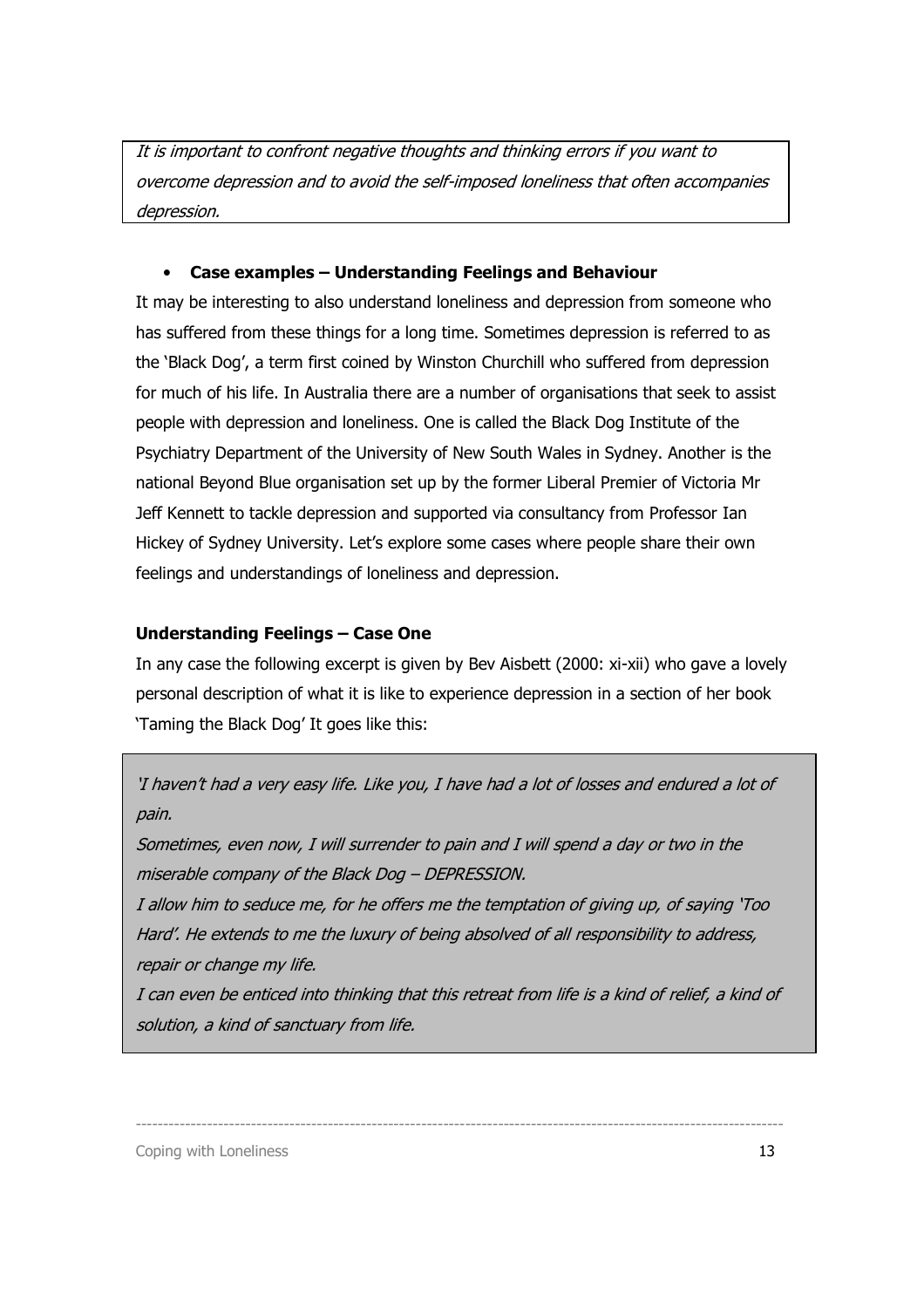*It is important to confront negative thoughts and thinking errors if you want to overcome depression and to avoid the self-imposed loneliness that often accompanies depression.*

- **Case examples – Understanding Feelings and Behaviour**

It may be interesting to also understand loneliness and depression from someone who has suffered from these things for a long time. Sometimes depression is referred to as the 'Black Dog', a term first coined by Winston Churchill who suffered from depression for much of his life. In Australia there are a number of organisations that seek to assist people with depression and loneliness. One is called the Black Dog Institute of the Psychiatry Department of the University of New South Wales in Sydney. Another is the national Beyond Blue organisation set up by the former Liberal Premier of Victoria Mr Jeff Kennett to tackle depression and supported via consultancy from Professor Ian Hickey of Sydney University. Let's explore some cases where people share their own feelings and understandings of loneliness and depression.

**Understanding Feelings – Case One**

In any case the following excerpt is given by Bev Aisbett (2000: xi-xii) who gave a lovely personal description of what it is like to experience depression in a section of her book 'Taming the Black Dog' It goes like this:

> *'I haven't had a very easy life. Like you, I have had a lot of losses and endured a lot of pain.*
>
> *Sometimes, even now, I will surrender to pain and I will spend a day or two in the miserable company of the Black Dog – DEPRESSION.*
>
> *I allow him to seduce me, for he offers me the temptation of giving up, of saying 'Too Hard'. He extends to me the luxury of being absolved of all responsibility to address, repair or change my life.*
>
> *I can even be enticed into thinking that this retreat from life is a kind of relief, a kind of solution, a kind of sanctuary from life.*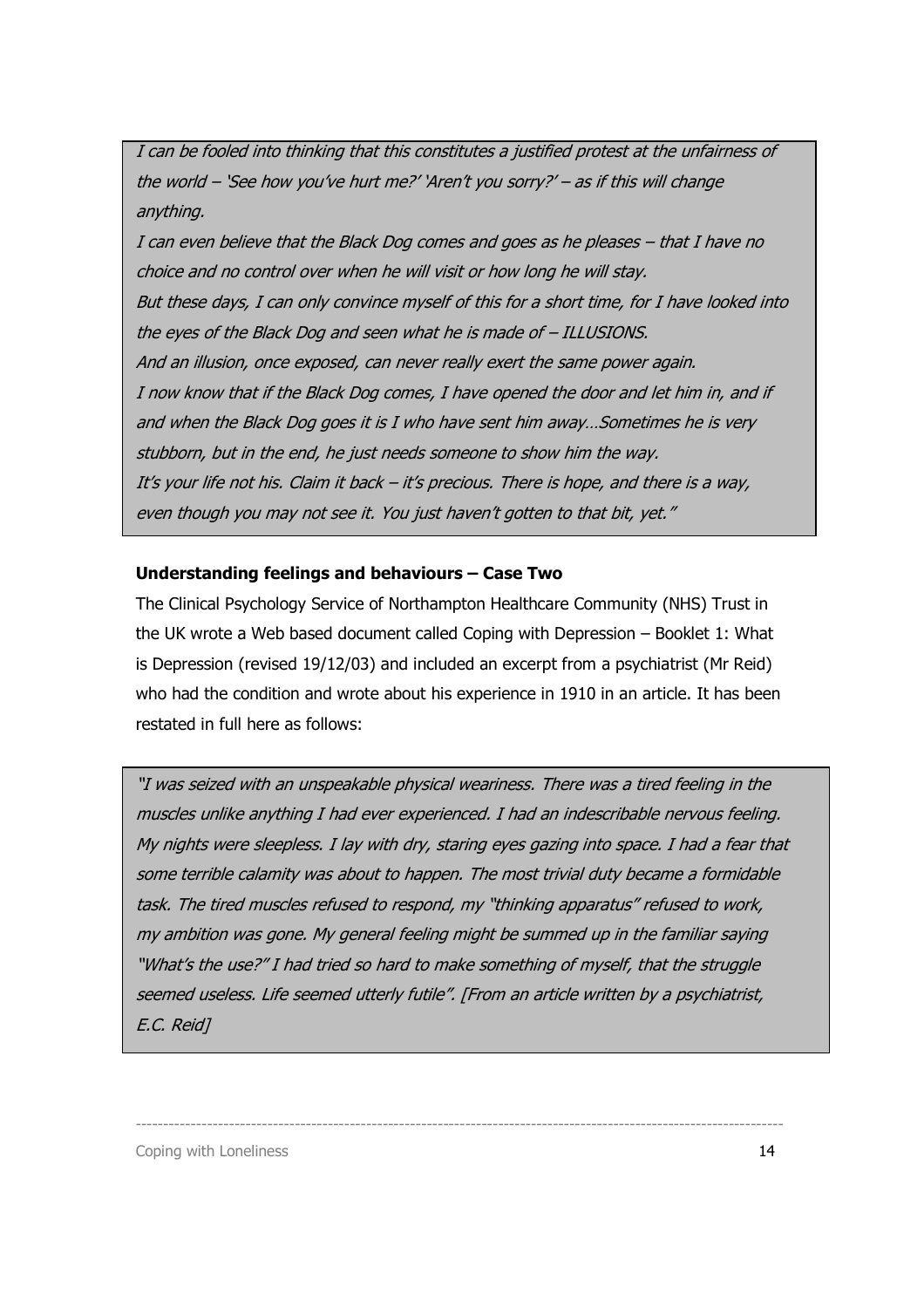*I can be fooled into thinking that this constitutes a justified protest at the unfairness of the world – 'See how you've hurt me?' 'Aren't you sorry?' – as if this will change anything.*

*I can even believe that the Black Dog comes and goes as he pleases – that I have no choice and no control over when he will visit or how long he will stay.*

*But these days, I can only convince myself of this for a short time, for I have looked into the eyes of the Black Dog and seen what he is made of – ILLUSIONS.*

*And an illusion, once exposed, can never really exert the same power again.*

*I now know that if the Black Dog comes, I have opened the door and let him in, and if and when the Black Dog goes it is I who have sent him away…Sometimes he is very stubborn, but in the end, he just needs someone to show him the way.*

*It's your life not his. Claim it back – it's precious. There is hope, and there is a way, even though you may not see it. You just haven't gotten to that bit, yet."*

**Understanding feelings and behaviours – Case Two**

The Clinical Psychology Service of Northampton Healthcare Community (NHS) Trust in the UK wrote a Web based document called Coping with Depression – Booklet 1: What is Depression (revised 19/12/03) and included an excerpt from a psychiatrist (Mr Reid) who had the condition and wrote about his experience in 1910 in an article. It has been restated in full here as follows:

*"I was seized with an unspeakable physical weariness. There was a tired feeling in the muscles unlike anything I had ever experienced. I had an indescribable nervous feeling. My nights were sleepless. I lay with dry, staring eyes gazing into space. I had a fear that some terrible calamity was about to happen. The most trivial duty became a formidable task. The tired muscles refused to respond, my "thinking apparatus" refused to work, my ambition was gone. My general feeling might be summed up in the familiar saying "What's the use?" I had tried so hard to make something of myself, that the struggle seemed useless. Life seemed utterly futile". [From an article written by a psychiatrist, E.C. Reid]*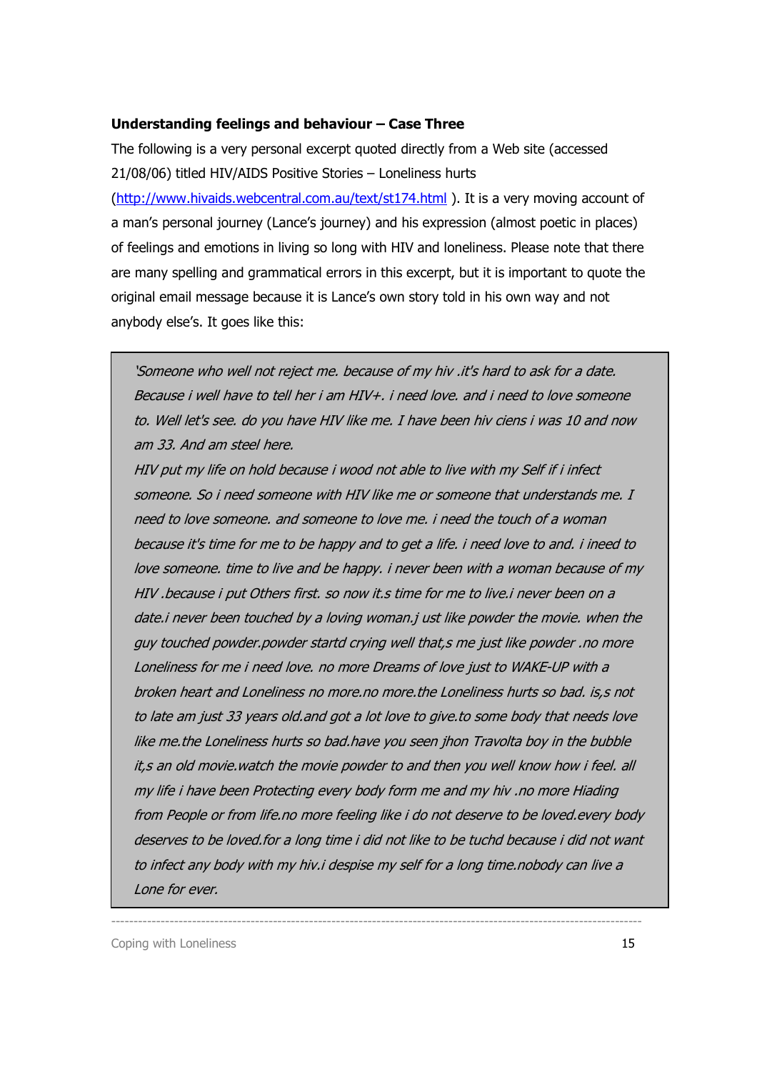**Understanding feelings and behaviour – Case Three**

The following is a very personal excerpt quoted directly from a Web site (accessed 21/08/06) titled HIV/AIDS Positive Stories – Loneliness hurts (http://www.hivaids.webcentral.com.au/text/st174.html ). It is a very moving account of a man's personal journey (Lance's journey) and his expression (almost poetic in places) of feelings and emotions in living so long with HIV and loneliness. Please note that there are many spelling and grammatical errors in this excerpt, but it is important to quote the original email message because it is Lance's own story told in his own way and not anybody else's. It goes like this:

> *'Someone who well not reject me. because of my hiv .it's hard to ask for a date. Because i well have to tell her i am HIV+. i need love. and i need to love someone to. Well let's see. do you have HIV like me. I have been hiv ciens i was 10 and now am 33. And am steel here.*
>
> *HIV put my life on hold because i wood not able to live with my Self if i infect someone. So i need someone with HIV like me or someone that understands me. I need to love someone. and someone to love me. i need the touch of a woman because it's time for me to be happy and to get a life. i need love to and. i ineed to love someone. time to live and be happy. i never been with a woman because of my HIV .because i put Others first. so now it.s time for me to live.i never been on a date.i never been touched by a loving woman.j ust like powder the movie. when the guy touched powder.powder startd crying well that,s me just like powder .no more Loneliness for me i need love. no more Dreams of love just to WAKE-UP with a broken heart and Loneliness no more.no more.the Loneliness hurts so bad. is,s not to late am just 33 years old.and got a lot love to give.to some body that needs love like me.the Loneliness hurts so bad.have you seen jhon Travolta boy in the bubble it,s an old movie.watch the movie powder to and then you well know how i feel. all my life i have been Protecting every body form me and my hiv .no more Hiading from People or from life.no more feeling like i do not deserve to be loved.every body deserves to be loved.for a long time i did not like to be tuchd because i did not want to infect any body with my hiv.i despise my self for a long time.nobody can live a Lone for ever.*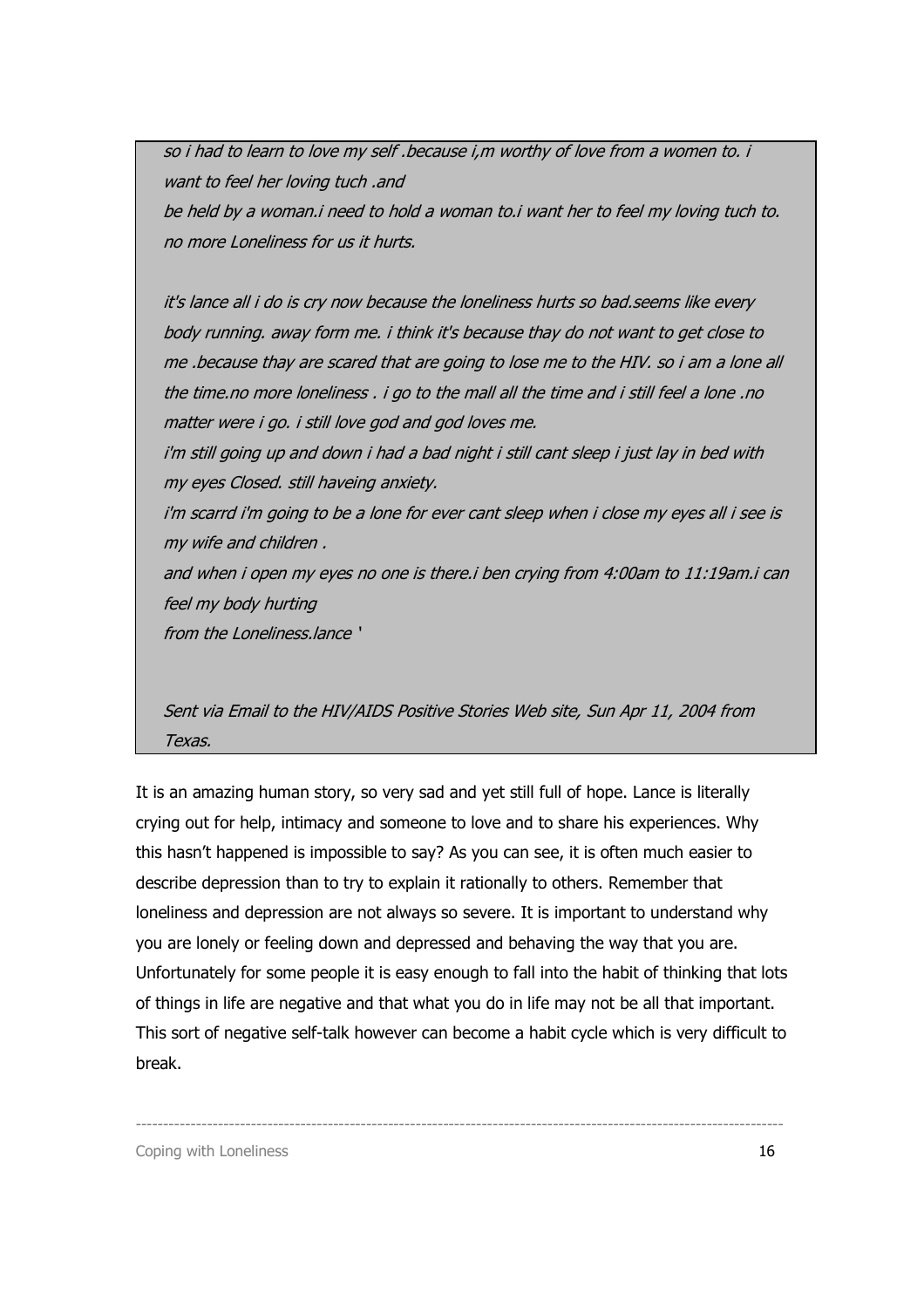> *so i had to learn to love my self .because i,m worthy of love from a women to. i want to feel her loving tuch .and*
> *be held by a woman.i need to hold a woman to.i want her to feel my loving tuch to. no more Loneliness for us it hurts.*
>
> *it's lance all i do is cry now because the loneliness hurts so bad.seems like every body running. away form me. i think it's because thay do not want to get close to me .because thay are scared that are going to lose me to the HIV. so i am a lone all the time.no more loneliness . i go to the mall all the time and i still feel a lone .no matter were i go. i still love god and god loves me.*
> *i'm still going up and down i had a bad night i still cant sleep i just lay in bed with my eyes Closed. still haveing anxiety.*
> *i'm scarrd i'm going to be a lone for ever cant sleep when i close my eyes all i see is my wife and children .*
> *and when i open my eyes no one is there.i ben crying from 4:00am to 11:19am.i can feel my body hurting*
> *from the Loneliness.lance '*
>
> *Sent via Email to the HIV/AIDS Positive Stories Web site, Sun Apr 11, 2004 from Texas.*

It is an amazing human story, so very sad and yet still full of hope. Lance is literally crying out for help, intimacy and someone to love and to share his experiences. Why this hasn't happened is impossible to say? As you can see, it is often much easier to describe depression than to try to explain it rationally to others. Remember that loneliness and depression are not always so severe. It is important to understand why you are lonely or feeling down and depressed and behaving the way that you are. Unfortunately for some people it is easy enough to fall into the habit of thinking that lots of things in life are negative and that what you do in life may not be all that important. This sort of negative self-talk however can become a habit cycle which is very difficult to break.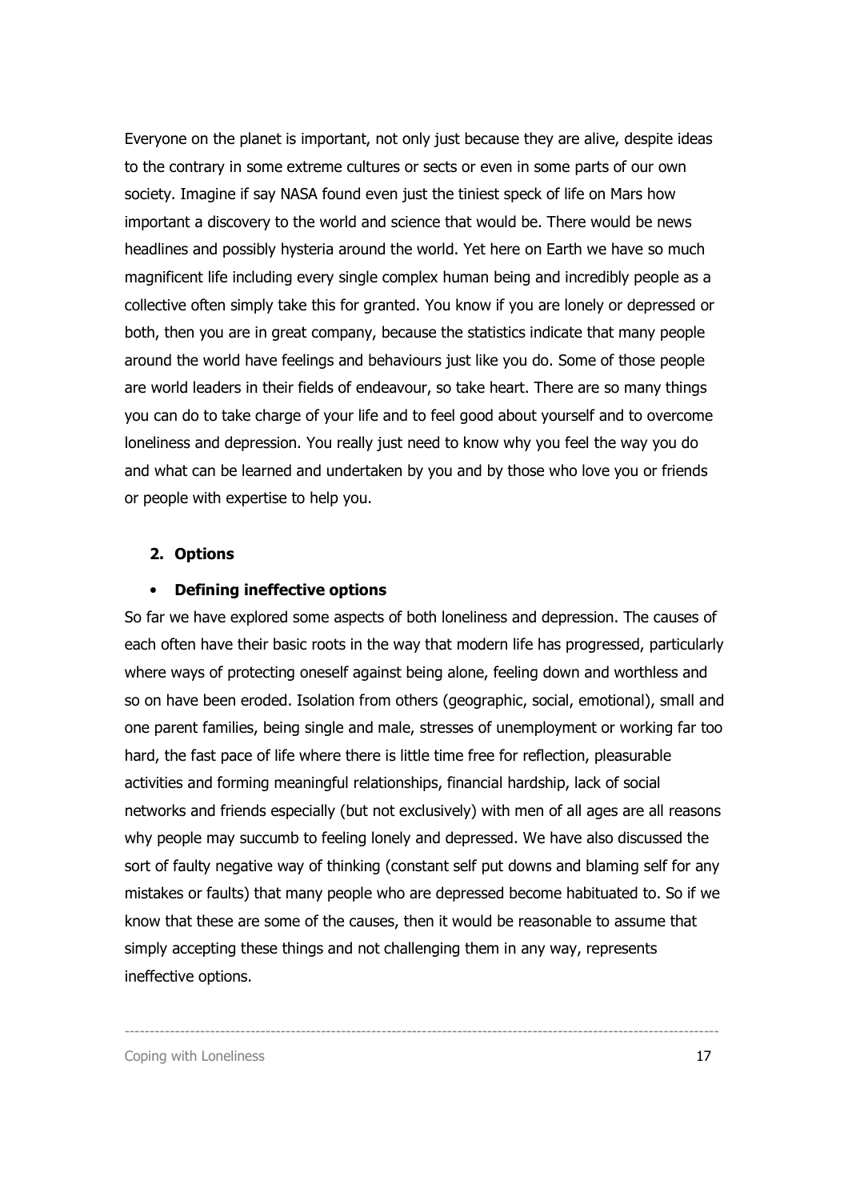Everyone on the planet is important, not only just because they are alive, despite ideas to the contrary in some extreme cultures or sects or even in some parts of our own society. Imagine if say NASA found even just the tiniest speck of life on Mars how important a discovery to the world and science that would be. There would be news headlines and possibly hysteria around the world. Yet here on Earth we have so much magnificent life including every single complex human being and incredibly people as a collective often simply take this for granted. You know if you are lonely or depressed or both, then you are in great company, because the statistics indicate that many people around the world have feelings and behaviours just like you do. Some of those people are world leaders in their fields of endeavour, so take heart. There are so many things you can do to take charge of your life and to feel good about yourself and to overcome loneliness and depression. You really just need to know why you feel the way you do and what can be learned and undertaken by you and by those who love you or friends or people with expertise to help you.

## 2. Options

- **Defining ineffective options**

So far we have explored some aspects of both loneliness and depression. The causes of each often have their basic roots in the way that modern life has progressed, particularly where ways of protecting oneself against being alone, feeling down and worthless and so on have been eroded. Isolation from others (geographic, social, emotional), small and one parent families, being single and male, stresses of unemployment or working far too hard, the fast pace of life where there is little time free for reflection, pleasurable activities and forming meaningful relationships, financial hardship, lack of social networks and friends especially (but not exclusively) with men of all ages are all reasons why people may succumb to feeling lonely and depressed. We have also discussed the sort of faulty negative way of thinking (constant self put downs and blaming self for any mistakes or faults) that many people who are depressed become habituated to. So if we know that these are some of the causes, then it would be reasonable to assume that simply accepting these things and not challenging them in any way, represents ineffective options.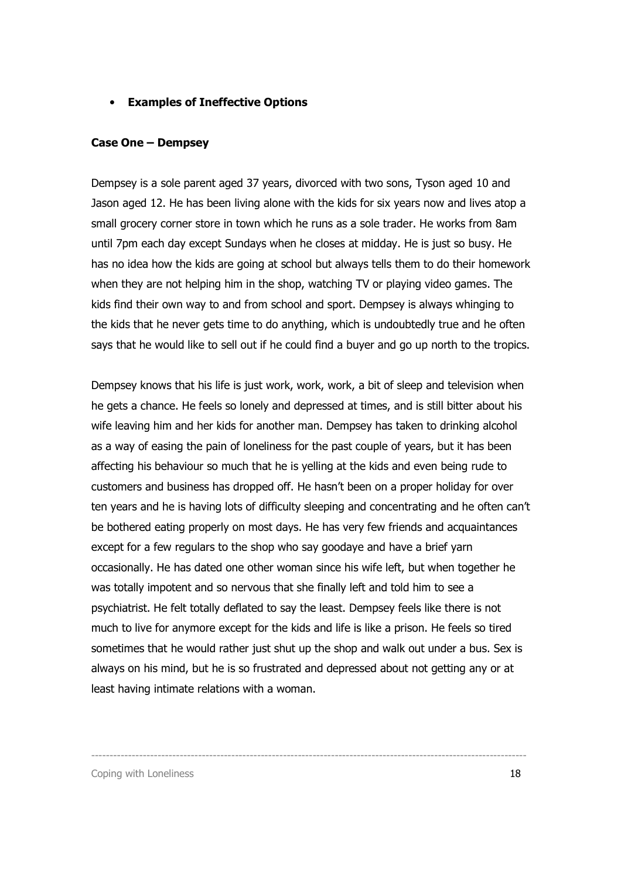- **Examples of Ineffective Options**

**Case One – Dempsey**

Dempsey is a sole parent aged 37 years, divorced with two sons, Tyson aged 10 and Jason aged 12. He has been living alone with the kids for six years now and lives atop a small grocery corner store in town which he runs as a sole trader. He works from 8am until 7pm each day except Sundays when he closes at midday. He is just so busy. He has no idea how the kids are going at school but always tells them to do their homework when they are not helping him in the shop, watching TV or playing video games. The kids find their own way to and from school and sport. Dempsey is always whinging to the kids that he never gets time to do anything, which is undoubtedly true and he often says that he would like to sell out if he could find a buyer and go up north to the tropics.

Dempsey knows that his life is just work, work, work, a bit of sleep and television when he gets a chance. He feels so lonely and depressed at times, and is still bitter about his wife leaving him and her kids for another man. Dempsey has taken to drinking alcohol as a way of easing the pain of loneliness for the past couple of years, but it has been affecting his behaviour so much that he is yelling at the kids and even being rude to customers and business has dropped off. He hasn't been on a proper holiday for over ten years and he is having lots of difficulty sleeping and concentrating and he often can't be bothered eating properly on most days. He has very few friends and acquaintances except for a few regulars to the shop who say goodaye and have a brief yarn occasionally. He has dated one other woman since his wife left, but when together he was totally impotent and so nervous that she finally left and told him to see a psychiatrist. He felt totally deflated to say the least. Dempsey feels like there is not much to live for anymore except for the kids and life is like a prison. He feels so tired sometimes that he would rather just shut up the shop and walk out under a bus. Sex is always on his mind, but he is so frustrated and depressed about not getting any or at least having intimate relations with a woman.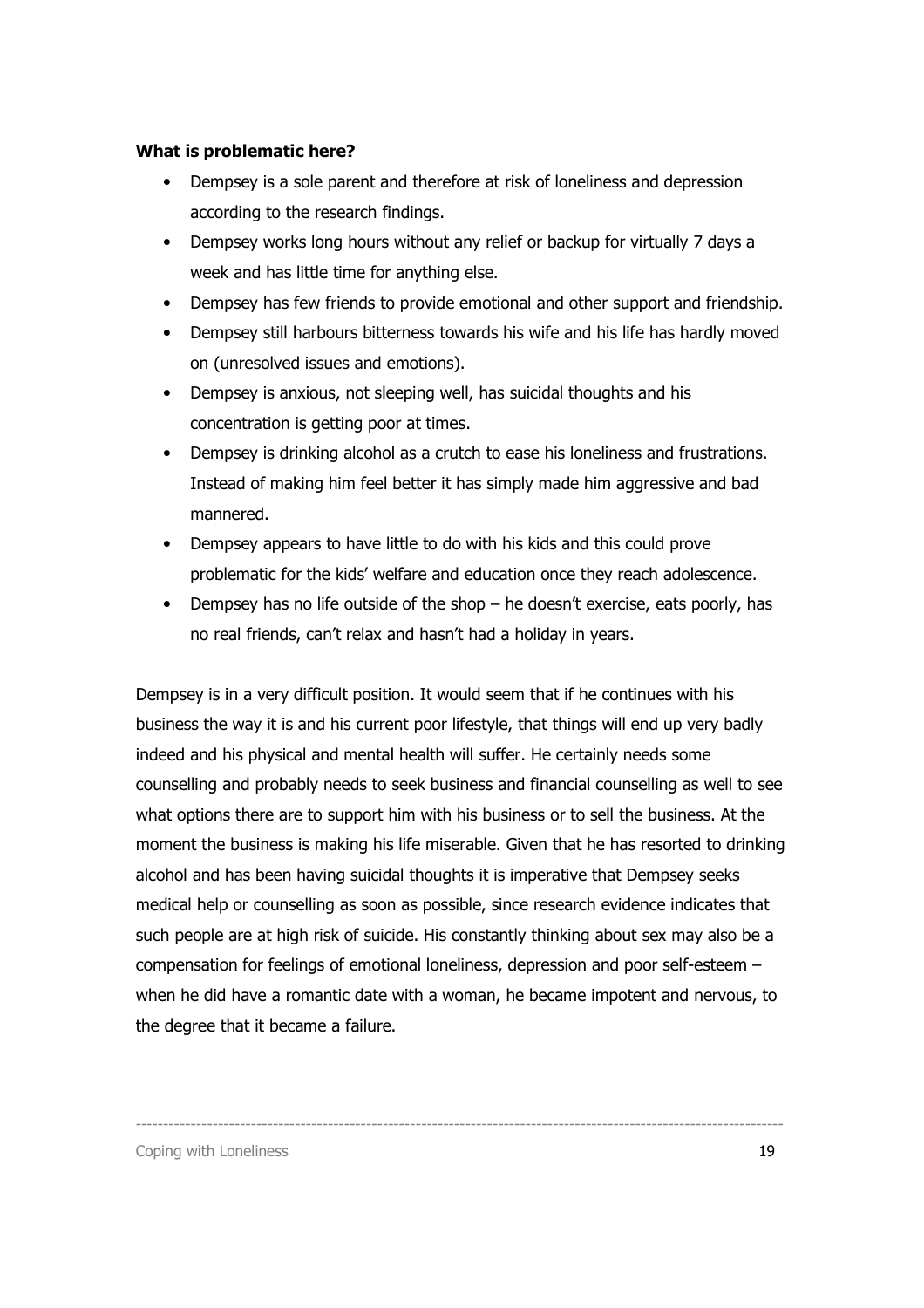**What is problematic here?**

- Dempsey is a sole parent and therefore at risk of loneliness and depression according to the research findings.
- Dempsey works long hours without any relief or backup for virtually 7 days a week and has little time for anything else.
- Dempsey has few friends to provide emotional and other support and friendship.
- Dempsey still harbours bitterness towards his wife and his life has hardly moved on (unresolved issues and emotions).
- Dempsey is anxious, not sleeping well, has suicidal thoughts and his concentration is getting poor at times.
- Dempsey is drinking alcohol as a crutch to ease his loneliness and frustrations. Instead of making him feel better it has simply made him aggressive and bad mannered.
- Dempsey appears to have little to do with his kids and this could prove problematic for the kids' welfare and education once they reach adolescence.
- Dempsey has no life outside of the shop – he doesn't exercise, eats poorly, has no real friends, can't relax and hasn't had a holiday in years.

Dempsey is in a very difficult position. It would seem that if he continues with his business the way it is and his current poor lifestyle, that things will end up very badly indeed and his physical and mental health will suffer. He certainly needs some counselling and probably needs to seek business and financial counselling as well to see what options there are to support him with his business or to sell the business. At the moment the business is making his life miserable. Given that he has resorted to drinking alcohol and has been having suicidal thoughts it is imperative that Dempsey seeks medical help or counselling as soon as possible, since research evidence indicates that such people are at high risk of suicide. His constantly thinking about sex may also be a compensation for feelings of emotional loneliness, depression and poor self-esteem – when he did have a romantic date with a woman, he became impotent and nervous, to the degree that it became a failure.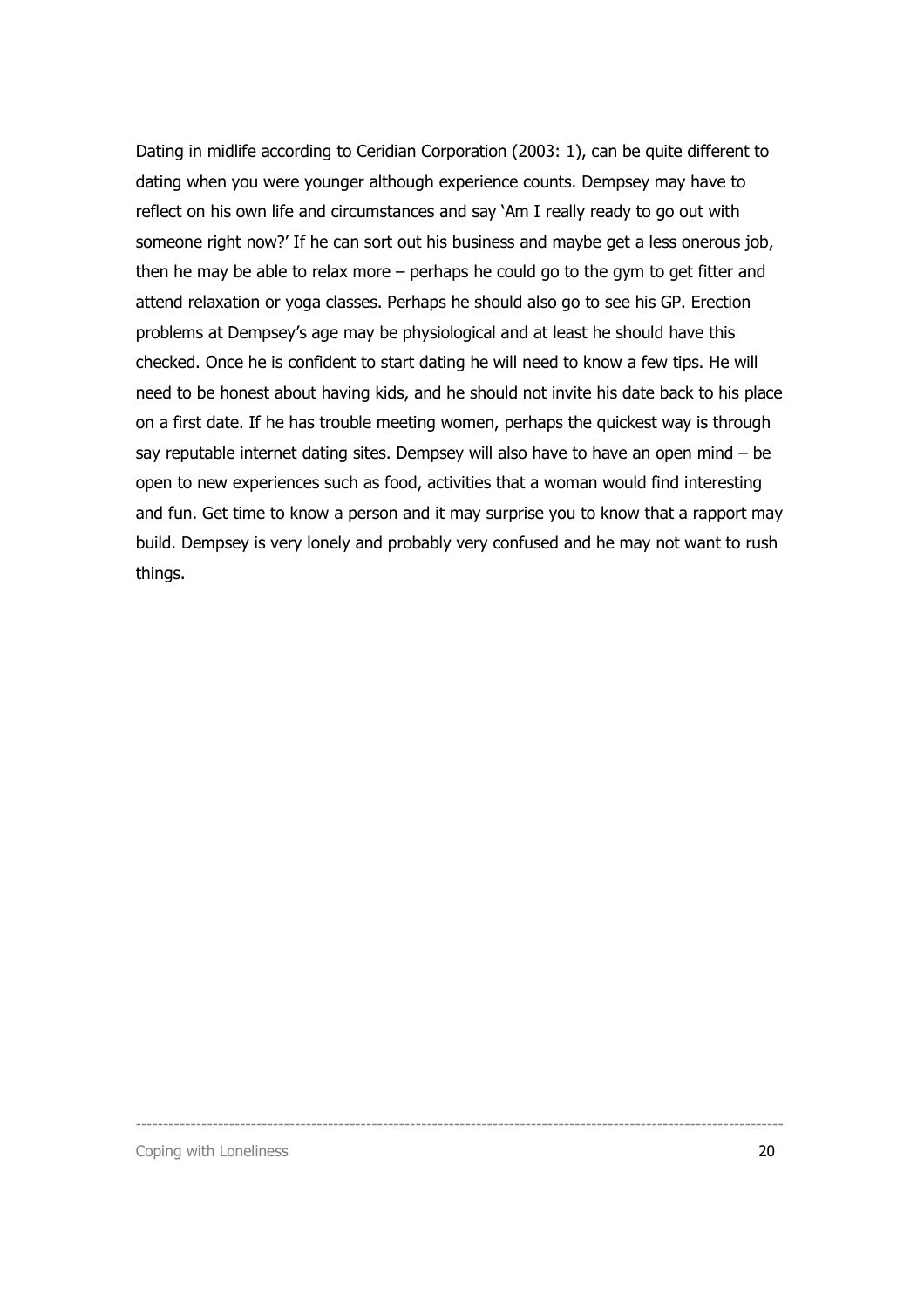Dating in midlife according to Ceridian Corporation (2003: 1), can be quite different to dating when you were younger although experience counts. Dempsey may have to reflect on his own life and circumstances and say 'Am I really ready to go out with someone right now?' If he can sort out his business and maybe get a less onerous job, then he may be able to relax more – perhaps he could go to the gym to get fitter and attend relaxation or yoga classes. Perhaps he should also go to see his GP. Erection problems at Dempsey's age may be physiological and at least he should have this checked. Once he is confident to start dating he will need to know a few tips. He will need to be honest about having kids, and he should not invite his date back to his place on a first date. If he has trouble meeting women, perhaps the quickest way is through say reputable internet dating sites. Dempsey will also have to have an open mind – be open to new experiences such as food, activities that a woman would find interesting and fun. Get time to know a person and it may surprise you to know that a rapport may build. Dempsey is very lonely and probably very confused and he may not want to rush things.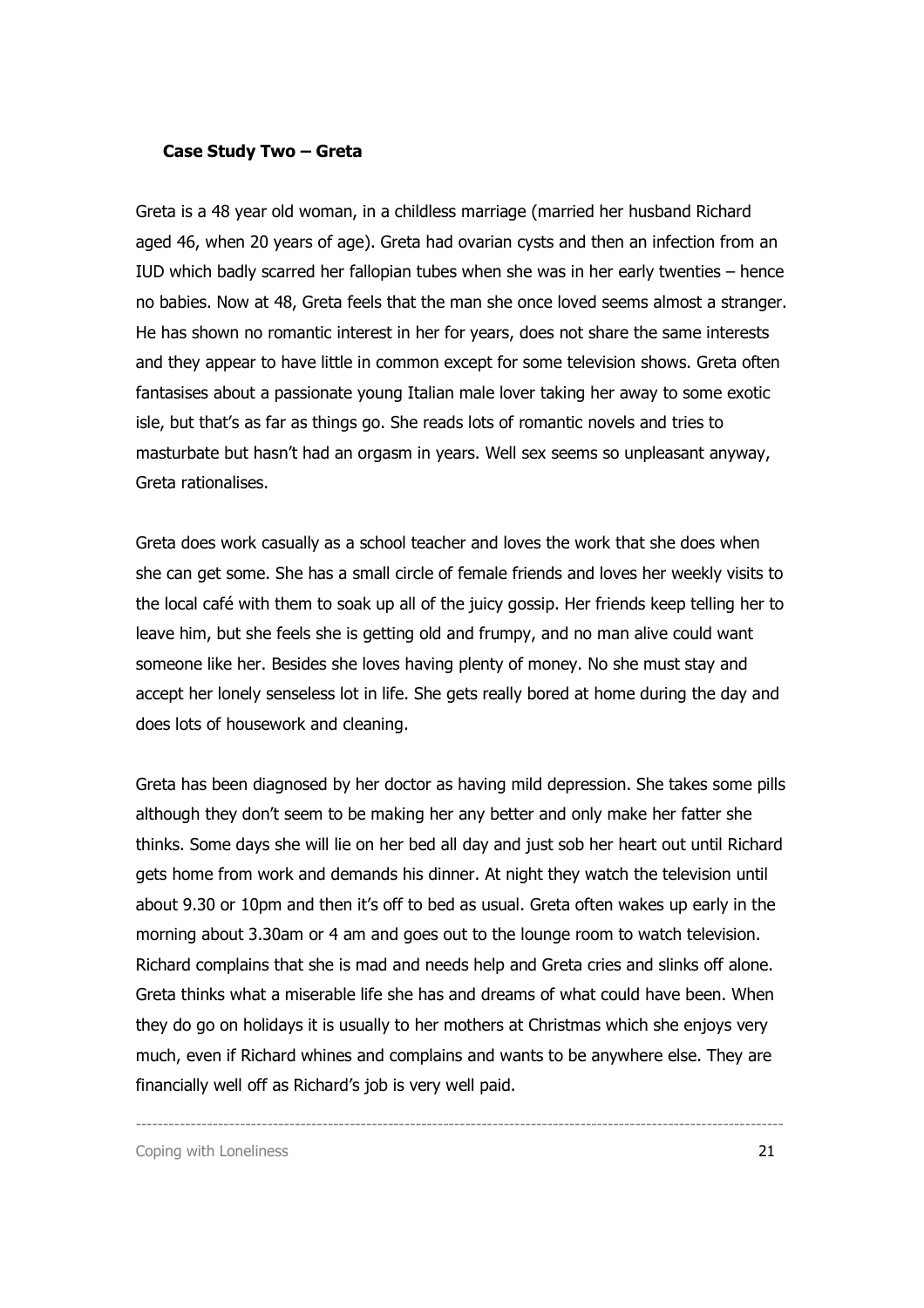**Case Study Two – Greta**

Greta is a 48 year old woman, in a childless marriage (married her husband Richard aged 46, when 20 years of age). Greta had ovarian cysts and then an infection from an IUD which badly scarred her fallopian tubes when she was in her early twenties – hence no babies. Now at 48, Greta feels that the man she once loved seems almost a stranger. He has shown no romantic interest in her for years, does not share the same interests and they appear to have little in common except for some television shows. Greta often fantasises about a passionate young Italian male lover taking her away to some exotic isle, but that's as far as things go. She reads lots of romantic novels and tries to masturbate but hasn't had an orgasm in years. Well sex seems so unpleasant anyway, Greta rationalises.

Greta does work casually as a school teacher and loves the work that she does when she can get some. She has a small circle of female friends and loves her weekly visits to the local café with them to soak up all of the juicy gossip. Her friends keep telling her to leave him, but she feels she is getting old and frumpy, and no man alive could want someone like her. Besides she loves having plenty of money. No she must stay and accept her lonely senseless lot in life. She gets really bored at home during the day and does lots of housework and cleaning.

Greta has been diagnosed by her doctor as having mild depression. She takes some pills although they don't seem to be making her any better and only make her fatter she thinks. Some days she will lie on her bed all day and just sob her heart out until Richard gets home from work and demands his dinner. At night they watch the television until about 9.30 or 10pm and then it's off to bed as usual. Greta often wakes up early in the morning about 3.30am or 4 am and goes out to the lounge room to watch television. Richard complains that she is mad and needs help and Greta cries and slinks off alone. Greta thinks what a miserable life she has and dreams of what could have been. When they do go on holidays it is usually to her mothers at Christmas which she enjoys very much, even if Richard whines and complains and wants to be anywhere else. They are financially well off as Richard's job is very well paid.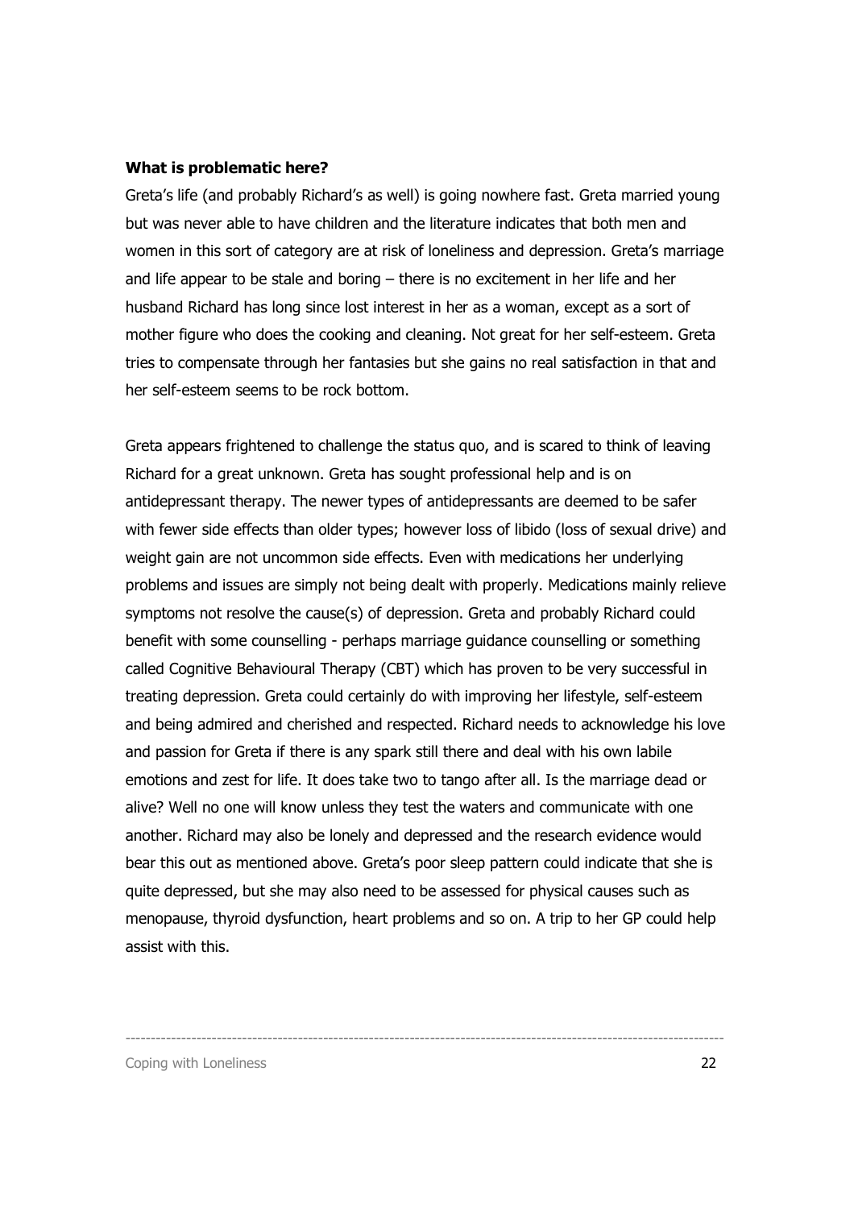**What is problematic here?**

Greta's life (and probably Richard's as well) is going nowhere fast. Greta married young but was never able to have children and the literature indicates that both men and women in this sort of category are at risk of loneliness and depression. Greta's marriage and life appear to be stale and boring – there is no excitement in her life and her husband Richard has long since lost interest in her as a woman, except as a sort of mother figure who does the cooking and cleaning. Not great for her self-esteem. Greta tries to compensate through her fantasies but she gains no real satisfaction in that and her self-esteem seems to be rock bottom.

Greta appears frightened to challenge the status quo, and is scared to think of leaving Richard for a great unknown. Greta has sought professional help and is on antidepressant therapy. The newer types of antidepressants are deemed to be safer with fewer side effects than older types; however loss of libido (loss of sexual drive) and weight gain are not uncommon side effects. Even with medications her underlying problems and issues are simply not being dealt with properly. Medications mainly relieve symptoms not resolve the cause(s) of depression. Greta and probably Richard could benefit with some counselling - perhaps marriage guidance counselling or something called Cognitive Behavioural Therapy (CBT) which has proven to be very successful in treating depression. Greta could certainly do with improving her lifestyle, self-esteem and being admired and cherished and respected. Richard needs to acknowledge his love and passion for Greta if there is any spark still there and deal with his own labile emotions and zest for life. It does take two to tango after all. Is the marriage dead or alive? Well no one will know unless they test the waters and communicate with one another. Richard may also be lonely and depressed and the research evidence would bear this out as mentioned above. Greta's poor sleep pattern could indicate that she is quite depressed, but she may also need to be assessed for physical causes such as menopause, thyroid dysfunction, heart problems and so on. A trip to her GP could help assist with this.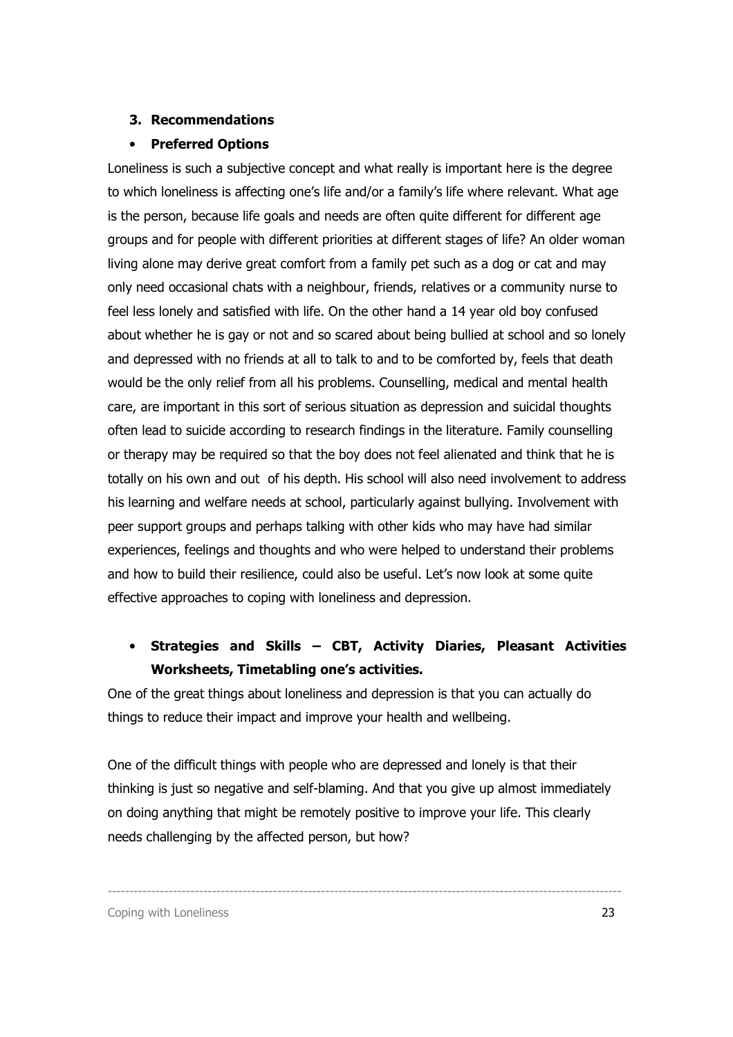### 3. Recommendations

- **Preferred Options**

Loneliness is such a subjective concept and what really is important here is the degree to which loneliness is affecting one's life and/or a family's life where relevant. What age is the person, because life goals and needs are often quite different for different age groups and for people with different priorities at different stages of life? An older woman living alone may derive great comfort from a family pet such as a dog or cat and may only need occasional chats with a neighbour, friends, relatives or a community nurse to feel less lonely and satisfied with life. On the other hand a 14 year old boy confused about whether he is gay or not and so scared about being bullied at school and so lonely and depressed with no friends at all to talk to and to be comforted by, feels that death would be the only relief from all his problems. Counselling, medical and mental health care, are important in this sort of serious situation as depression and suicidal thoughts often lead to suicide according to research findings in the literature. Family counselling or therapy may be required so that the boy does not feel alienated and think that he is totally on his own and out of his depth. His school will also need involvement to address his learning and welfare needs at school, particularly against bullying. Involvement with peer support groups and perhaps talking with other kids who may have had similar experiences, feelings and thoughts and who were helped to understand their problems and how to build their resilience, could also be useful. Let's now look at some quite effective approaches to coping with loneliness and depression.

- **Strategies and Skills – CBT, Activity Diaries, Pleasant Activities Worksheets, Timetabling one's activities.**

One of the great things about loneliness and depression is that you can actually do things to reduce their impact and improve your health and wellbeing.

One of the difficult things with people who are depressed and lonely is that their thinking is just so negative and self-blaming. And that you give up almost immediately on doing anything that might be remotely positive to improve your life. This clearly needs challenging by the affected person, but how?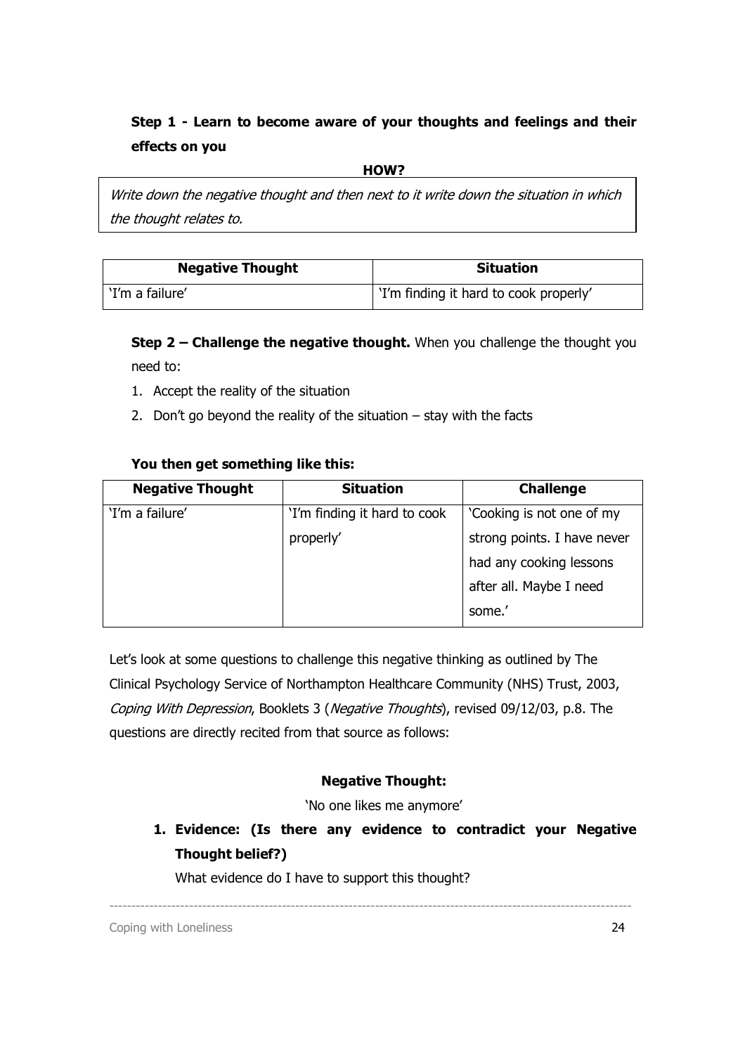**Step 1 - Learn to become aware of your thoughts and feelings and their effects on you**

**HOW?**

*Write down the negative thought and then next to it write down the situation in which the thought relates to.*

| Negative Thought | Situation |
|---|---|
| 'I'm a failure' | 'I'm finding it hard to cook properly' |

**Step 2 – Challenge the negative thought.** When you challenge the thought you need to:

1. Accept the reality of the situation
2. Don't go beyond the reality of the situation – stay with the facts

**You then get something like this:**

| Negative Thought | Situation | Challenge |
|---|---|---|
| 'I'm a failure' | 'I'm finding it hard to cook properly' | 'Cooking is not one of my strong points. I have never had any cooking lessons after all. Maybe I need some.' |

Let's look at some questions to challenge this negative thinking as outlined by The Clinical Psychology Service of Northampton Healthcare Community (NHS) Trust, 2003, *Coping With Depression*, Booklets 3 (*Negative Thoughts*), revised 09/12/03, p.8. The questions are directly recited from that source as follows:

**Negative Thought:**

'No one likes me anymore'

1. **Evidence: (Is there any evidence to contradict your Negative Thought belief?)**

   What evidence do I have to support this thought?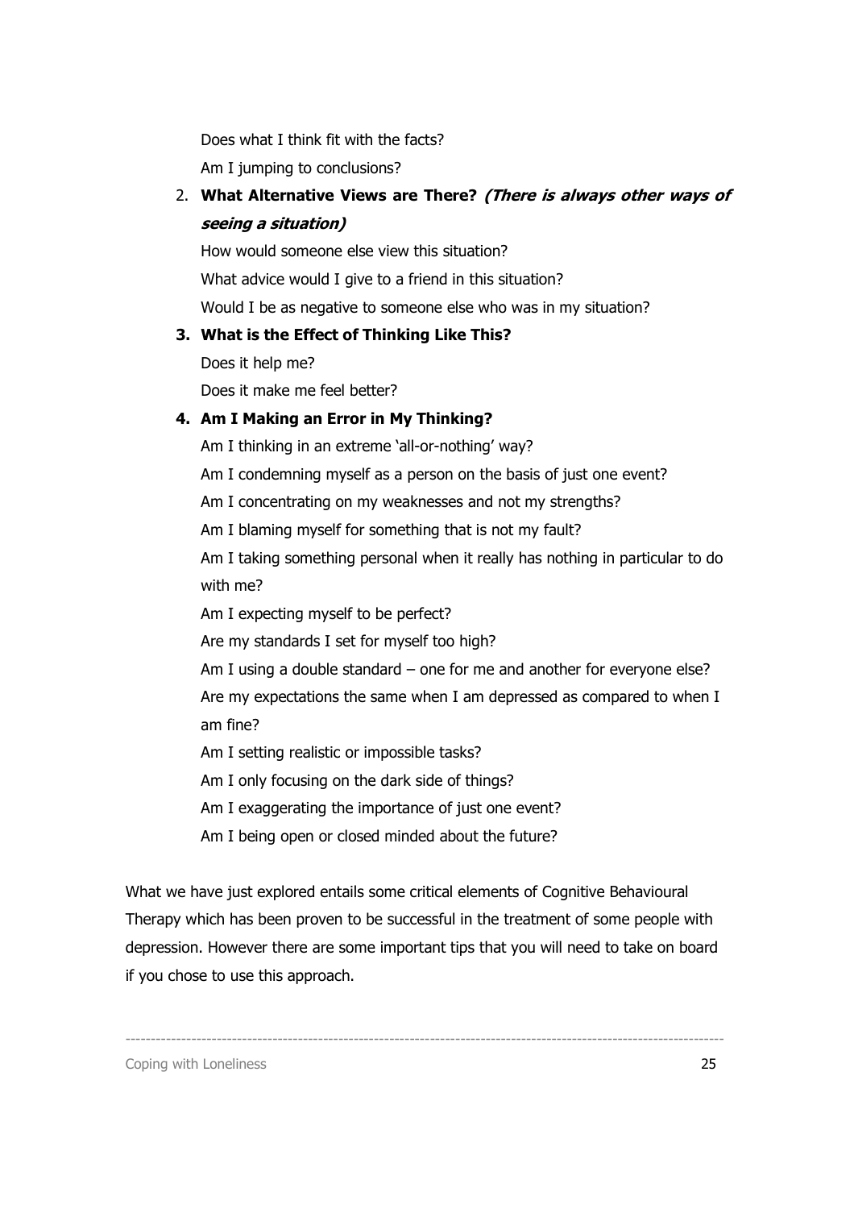Does what I think fit with the facts?

Am I jumping to conclusions?

2. **What Alternative Views are There?** ***(There is always other ways of seeing a situation)***

   How would someone else view this situation?

   What advice would I give to a friend in this situation?

   Would I be as negative to someone else who was in my situation?

3. **What is the Effect of Thinking Like This?**

   Does it help me?

   Does it make me feel better?

4. **Am I Making an Error in My Thinking?**

   Am I thinking in an extreme 'all-or-nothing' way?

   Am I condemning myself as a person on the basis of just one event?

   Am I concentrating on my weaknesses and not my strengths?

   Am I blaming myself for something that is not my fault?

   Am I taking something personal when it really has nothing in particular to do with me?

   Am I expecting myself to be perfect?

   Are my standards I set for myself too high?

   Am I using a double standard – one for me and another for everyone else?

   Are my expectations the same when I am depressed as compared to when I am fine?

   Am I setting realistic or impossible tasks?

   Am I only focusing on the dark side of things?

   Am I exaggerating the importance of just one event?

   Am I being open or closed minded about the future?

What we have just explored entails some critical elements of Cognitive Behavioural Therapy which has been proven to be successful in the treatment of some people with depression. However there are some important tips that you will need to take on board if you chose to use this approach.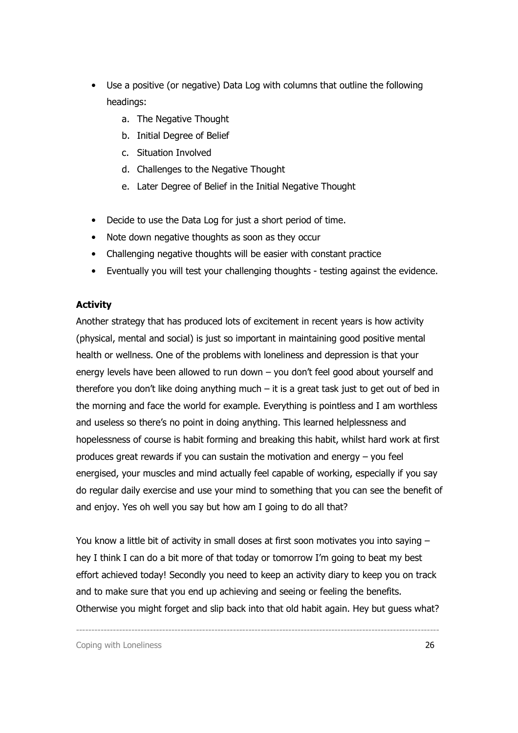- Use a positive (or negative) Data Log with columns that outline the following headings:
    a. The Negative Thought
    b. Initial Degree of Belief
    c. Situation Involved
    d. Challenges to the Negative Thought
    e. Later Degree of Belief in the Initial Negative Thought

- Decide to use the Data Log for just a short period of time.
- Note down negative thoughts as soon as they occur
- Challenging negative thoughts will be easier with constant practice
- Eventually you will test your challenging thoughts - testing against the evidence.

**Activity**

Another strategy that has produced lots of excitement in recent years is how activity (physical, mental and social) is just so important in maintaining good positive mental health or wellness. One of the problems with loneliness and depression is that your energy levels have been allowed to run down – you don't feel good about yourself and therefore you don't like doing anything much – it is a great task just to get out of bed in the morning and face the world for example. Everything is pointless and I am worthless and useless so there's no point in doing anything. This learned helplessness and hopelessness of course is habit forming and breaking this habit, whilst hard work at first produces great rewards if you can sustain the motivation and energy – you feel energised, your muscles and mind actually feel capable of working, especially if you say do regular daily exercise and use your mind to something that you can see the benefit of and enjoy. Yes oh well you say but how am I going to do all that?

You know a little bit of activity in small doses at first soon motivates you into saying – hey I think I can do a bit more of that today or tomorrow I'm going to beat my best effort achieved today! Secondly you need to keep an activity diary to keep you on track and to make sure that you end up achieving and seeing or feeling the benefits. Otherwise you might forget and slip back into that old habit again. Hey but guess what?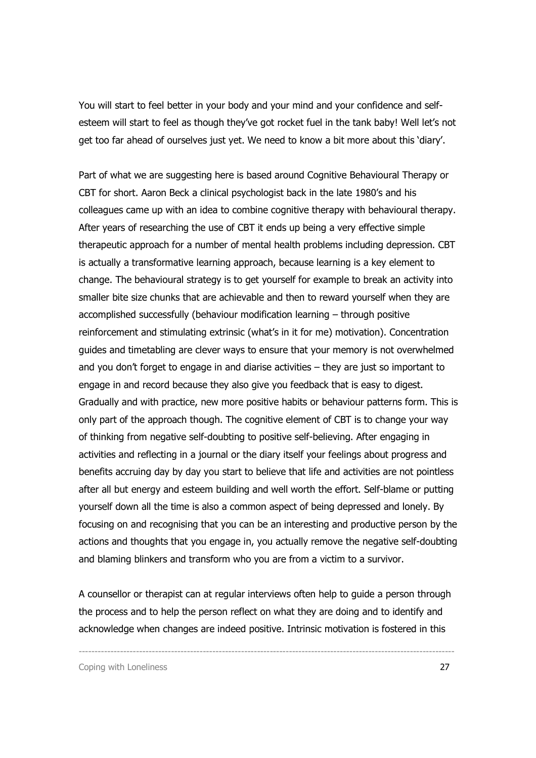You will start to feel better in your body and your mind and your confidence and self-esteem will start to feel as though they've got rocket fuel in the tank baby! Well let's not get too far ahead of ourselves just yet. We need to know a bit more about this 'diary'.

Part of what we are suggesting here is based around Cognitive Behavioural Therapy or CBT for short. Aaron Beck a clinical psychologist back in the late 1980's and his colleagues came up with an idea to combine cognitive therapy with behavioural therapy. After years of researching the use of CBT it ends up being a very effective simple therapeutic approach for a number of mental health problems including depression. CBT is actually a transformative learning approach, because learning is a key element to change. The behavioural strategy is to get yourself for example to break an activity into smaller bite size chunks that are achievable and then to reward yourself when they are accomplished successfully (behaviour modification learning – through positive reinforcement and stimulating extrinsic (what's in it for me) motivation). Concentration guides and timetabling are clever ways to ensure that your memory is not overwhelmed and you don't forget to engage in and diarise activities – they are just so important to engage in and record because they also give you feedback that is easy to digest. Gradually and with practice, new more positive habits or behaviour patterns form. This is only part of the approach though. The cognitive element of CBT is to change your way of thinking from negative self-doubting to positive self-believing. After engaging in activities and reflecting in a journal or the diary itself your feelings about progress and benefits accruing day by day you start to believe that life and activities are not pointless after all but energy and esteem building and well worth the effort. Self-blame or putting yourself down all the time is also a common aspect of being depressed and lonely. By focusing on and recognising that you can be an interesting and productive person by the actions and thoughts that you engage in, you actually remove the negative self-doubting and blaming blinkers and transform who you are from a victim to a survivor.

A counsellor or therapist can at regular interviews often help to guide a person through the process and to help the person reflect on what they are doing and to identify and acknowledge when changes are indeed positive. Intrinsic motivation is fostered in this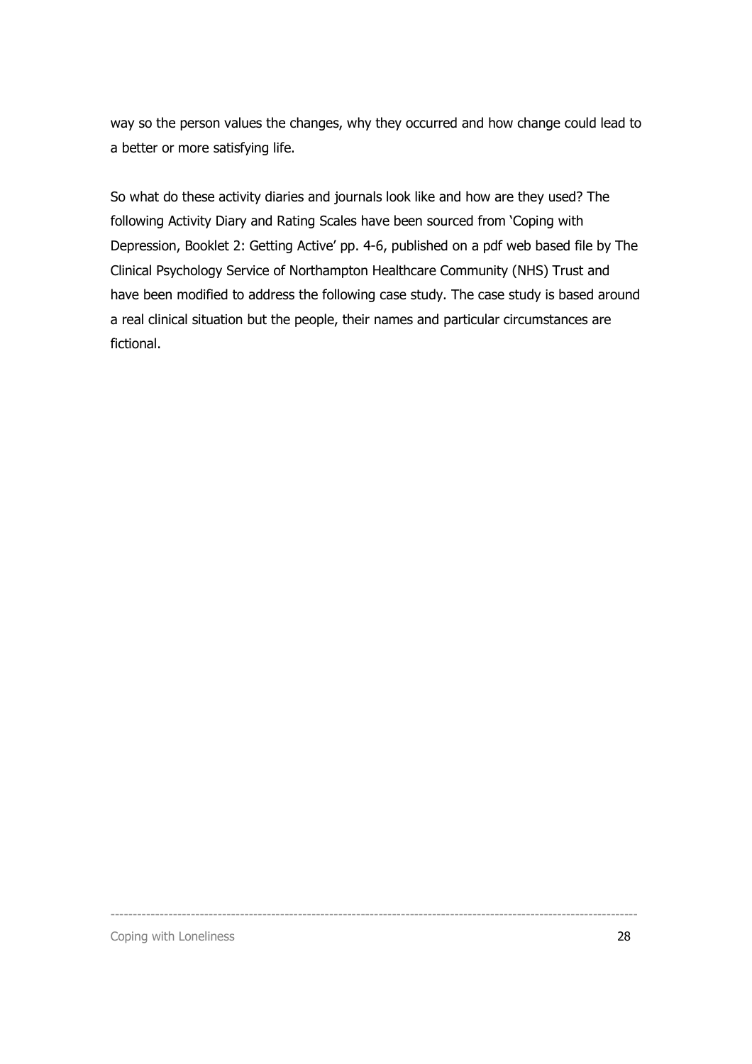way so the person values the changes, why they occurred and how change could lead to a better or more satisfying life.

So what do these activity diaries and journals look like and how are they used? The following Activity Diary and Rating Scales have been sourced from 'Coping with Depression, Booklet 2: Getting Active' pp. 4-6, published on a pdf web based file by The Clinical Psychology Service of Northampton Healthcare Community (NHS) Trust and have been modified to address the following case study. The case study is based around a real clinical situation but the people, their names and particular circumstances are fictional.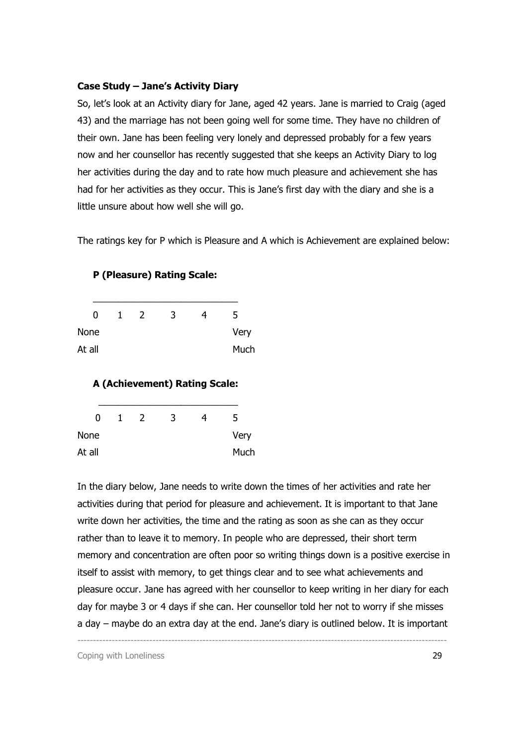**Case Study – Jane's Activity Diary**

So, let's look at an Activity diary for Jane, aged 42 years. Jane is married to Craig (aged 43) and the marriage has not been going well for some time. They have no children of their own. Jane has been feeling very lonely and depressed probably for a few years now and her counsellor has recently suggested that she keeps an Activity Diary to log her activities during the day and to rate how much pleasure and achievement she has had for her activities as they occur. This is Jane's first day with the diary and she is a little unsure about how well she will go.

The ratings key for P which is Pleasure and A which is Achievement are explained below:

**P (Pleasure) Rating Scale:**

| 0 | 1 | 2 | 3 | 4 | 5 |
|---|---|---|---|---|---|
| None At all | | | | | Very Much |

**A (Achievement) Rating Scale:**

| 0 | 1 | 2 | 3 | 4 | 5 |
|---|---|---|---|---|---|
| None At all | | | | | Very Much |

In the diary below, Jane needs to write down the times of her activities and rate her activities during that period for pleasure and achievement. It is important to that Jane write down her activities, the time and the rating as soon as she can as they occur rather than to leave it to memory. In people who are depressed, their short term memory and concentration are often poor so writing things down is a positive exercise in itself to assist with memory, to get things clear and to see what achievements and pleasure occur. Jane has agreed with her counsellor to keep writing in her diary for each day for maybe 3 or 4 days if she can. Her counsellor told her not to worry if she misses a day – maybe do an extra day at the end. Jane's diary is outlined below. It is important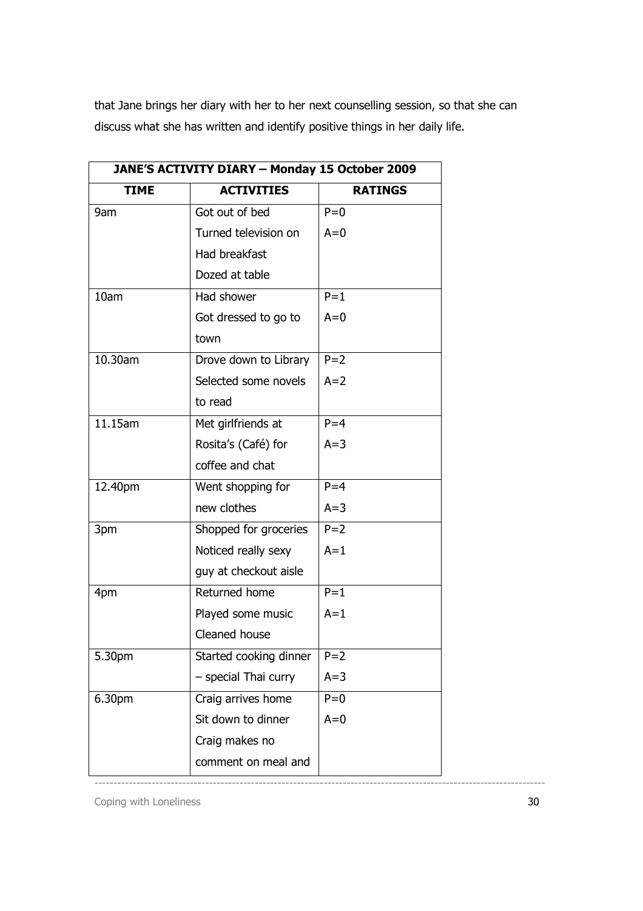that Jane brings her diary with her to her next counselling session, so that she can discuss what she has written and identify positive things in her daily life.

| JANE'S ACTIVITY DIARY – Monday 15 October 2009 | | |
|---|---|---|
| **TIME** | **ACTIVITIES** | **RATINGS** |
| 9am | Got out of bed<br>Turned television on<br>Had breakfast<br>Dozed at table | P=0<br>A=0 |
| 10am | Had shower<br>Got dressed to go to town | P=1<br>A=0 |
| 10.30am | Drove down to Library<br>Selected some novels to read | P=2<br>A=2 |
| 11.15am | Met girlfriends at Rosita's (Café) for coffee and chat | P=4<br>A=3 |
| 12.40pm | Went shopping for new clothes | P=4<br>A=3 |
| 3pm | Shopped for groceries<br>Noticed really sexy guy at checkout aisle | P=2<br>A=1 |
| 4pm | Returned home<br>Played some music<br>Cleaned house | P=1<br>A=1 |
| 5.30pm | Started cooking dinner – special Thai curry | P=2<br>A=3 |
| 6.30pm | Craig arrives home<br>Sit down to dinner<br>Craig makes no comment on meal and | P=0<br>A=0 |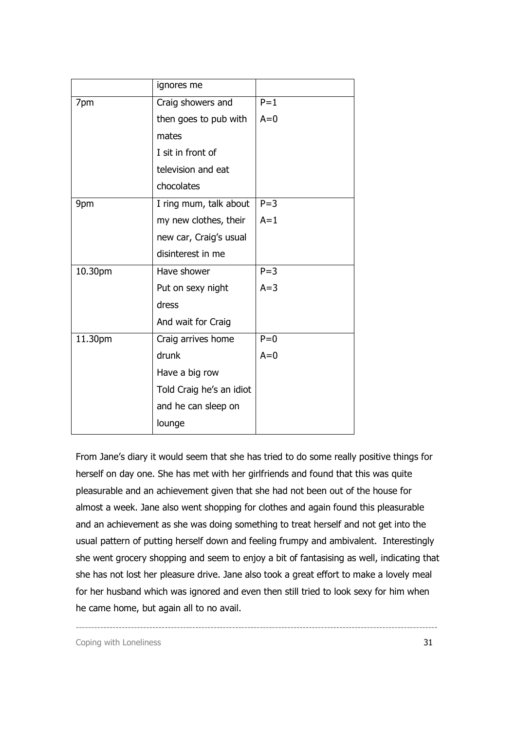| | | |
|---|---|---|
| | ignores me | |
| 7pm | Craig showers and then goes to pub with mates<br>I sit in front of television and eat chocolates | P=1<br>A=0 |
| 9pm | I ring mum, talk about my new clothes, their new car, Craig's usual disinterest in me | P=3<br>A=1 |
| 10.30pm | Have shower<br>Put on sexy night dress<br>And wait for Craig | P=3<br>A=3 |
| 11.30pm | Craig arrives home drunk<br>Have a big row<br>Told Craig he's an idiot and he can sleep on lounge | P=0<br>A=0 |

From Jane's diary it would seem that she has tried to do some really positive things for herself on day one. She has met with her girlfriends and found that this was quite pleasurable and an achievement given that she had not been out of the house for almost a week. Jane also went shopping for clothes and again found this pleasurable and an achievement as she was doing something to treat herself and not get into the usual pattern of putting herself down and feeling frumpy and ambivalent. Interestingly she went grocery shopping and seem to enjoy a bit of fantasising as well, indicating that she has not lost her pleasure drive. Jane also took a great effort to make a lovely meal for her husband which was ignored and even then still tried to look sexy for him when he came home, but again all to no avail.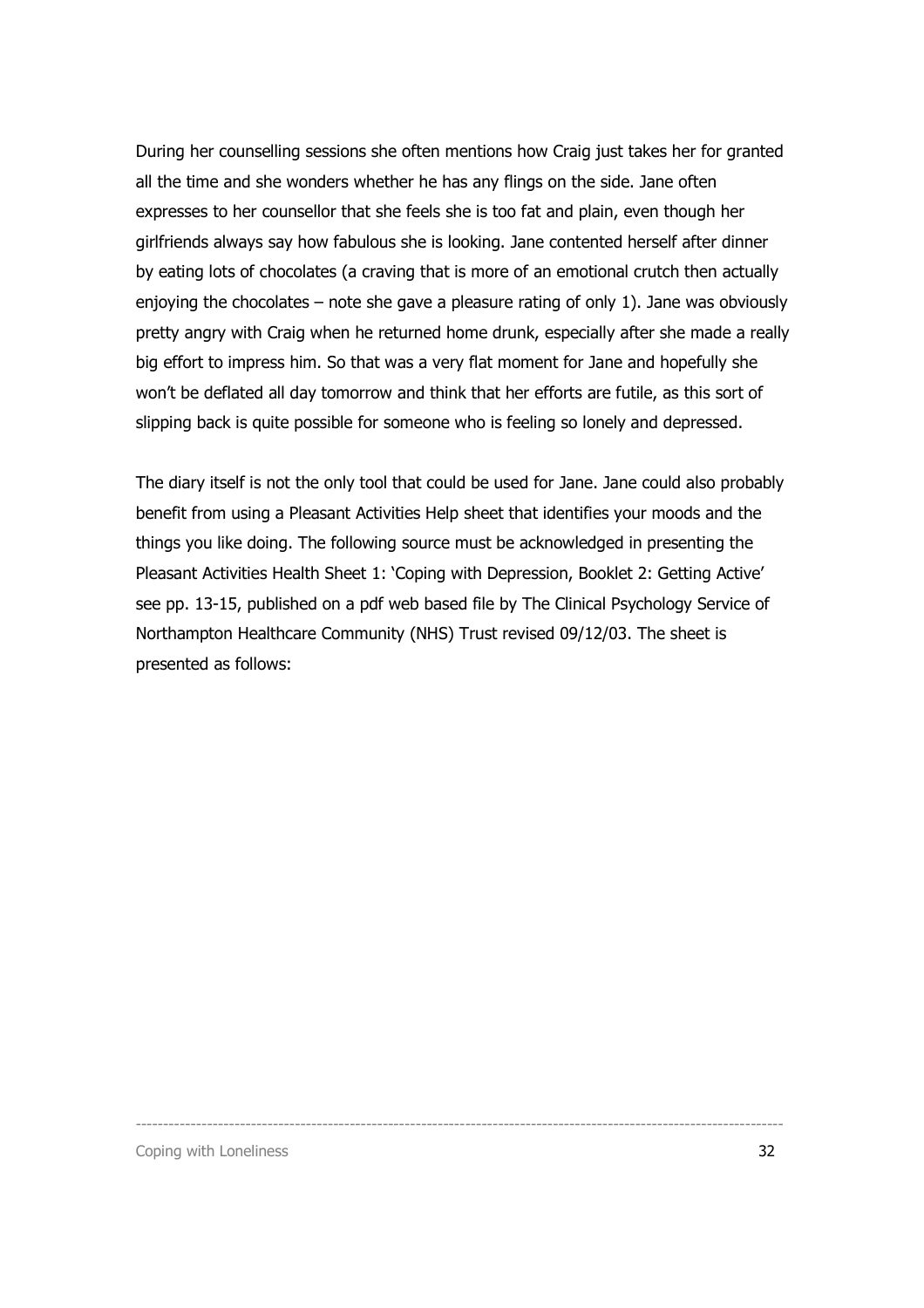During her counselling sessions she often mentions how Craig just takes her for granted all the time and she wonders whether he has any flings on the side. Jane often expresses to her counsellor that she feels she is too fat and plain, even though her girlfriends always say how fabulous she is looking. Jane contented herself after dinner by eating lots of chocolates (a craving that is more of an emotional crutch then actually enjoying the chocolates – note she gave a pleasure rating of only 1). Jane was obviously pretty angry with Craig when he returned home drunk, especially after she made a really big effort to impress him. So that was a very flat moment for Jane and hopefully she won't be deflated all day tomorrow and think that her efforts are futile, as this sort of slipping back is quite possible for someone who is feeling so lonely and depressed.

The diary itself is not the only tool that could be used for Jane. Jane could also probably benefit from using a Pleasant Activities Help sheet that identifies your moods and the things you like doing. The following source must be acknowledged in presenting the Pleasant Activities Health Sheet 1: 'Coping with Depression, Booklet 2: Getting Active' see pp. 13-15, published on a pdf web based file by The Clinical Psychology Service of Northampton Healthcare Community (NHS) Trust revised 09/12/03. The sheet is presented as follows: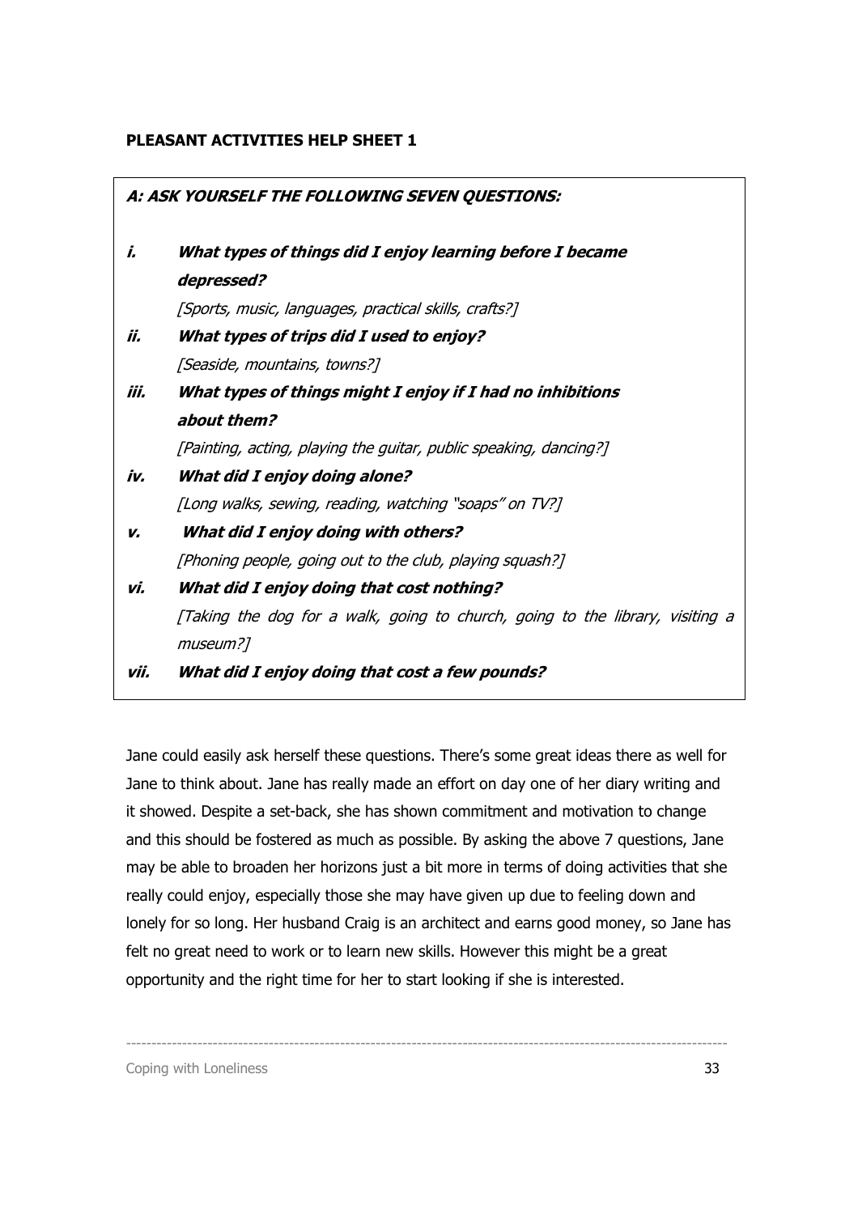**PLEASANT ACTIVITIES HELP SHEET 1**

***A: ASK YOURSELF THE FOLLOWING SEVEN QUESTIONS:***

***i. What types of things did I enjoy learning before I became depressed?***

*[Sports, music, languages, practical skills, crafts?]*

***ii. What types of trips did I used to enjoy?***

*[Seaside, mountains, towns?]*

***iii. What types of things might I enjoy if I had no inhibitions about them?***

*[Painting, acting, playing the guitar, public speaking, dancing?]*

***iv. What did I enjoy doing alone?***

*[Long walks, sewing, reading, watching "soaps" on TV?]*

***v. What did I enjoy doing with others?***

*[Phoning people, going out to the club, playing squash?]*

***vi. What did I enjoy doing that cost nothing?***

*[Taking the dog for a walk, going to church, going to the library, visiting a museum?]*

***vii. What did I enjoy doing that cost a few pounds?***

Jane could easily ask herself these questions. There's some great ideas there as well for Jane to think about. Jane has really made an effort on day one of her diary writing and it showed. Despite a set-back, she has shown commitment and motivation to change and this should be fostered as much as possible. By asking the above 7 questions, Jane may be able to broaden her horizons just a bit more in terms of doing activities that she really could enjoy, especially those she may have given up due to feeling down and lonely for so long. Her husband Craig is an architect and earns good money, so Jane has felt no great need to work or to learn new skills. However this might be a great opportunity and the right time for her to start looking if she is interested.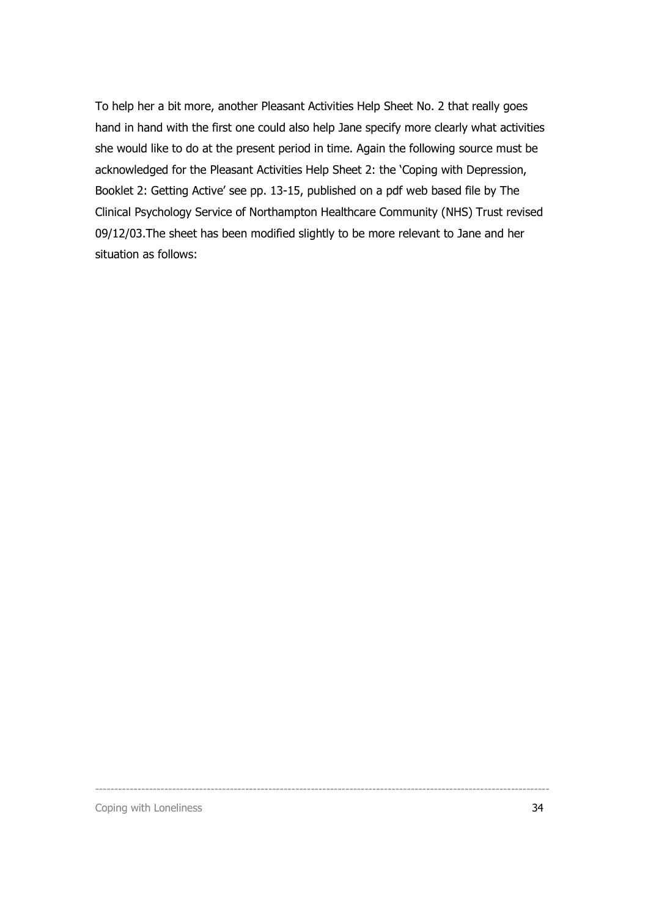To help her a bit more, another Pleasant Activities Help Sheet No. 2 that really goes hand in hand with the first one could also help Jane specify more clearly what activities she would like to do at the present period in time. Again the following source must be acknowledged for the Pleasant Activities Help Sheet 2: the 'Coping with Depression, Booklet 2: Getting Active' see pp. 13-15, published on a pdf web based file by The Clinical Psychology Service of Northampton Healthcare Community (NHS) Trust revised 09/12/03.The sheet has been modified slightly to be more relevant to Jane and her situation as follows: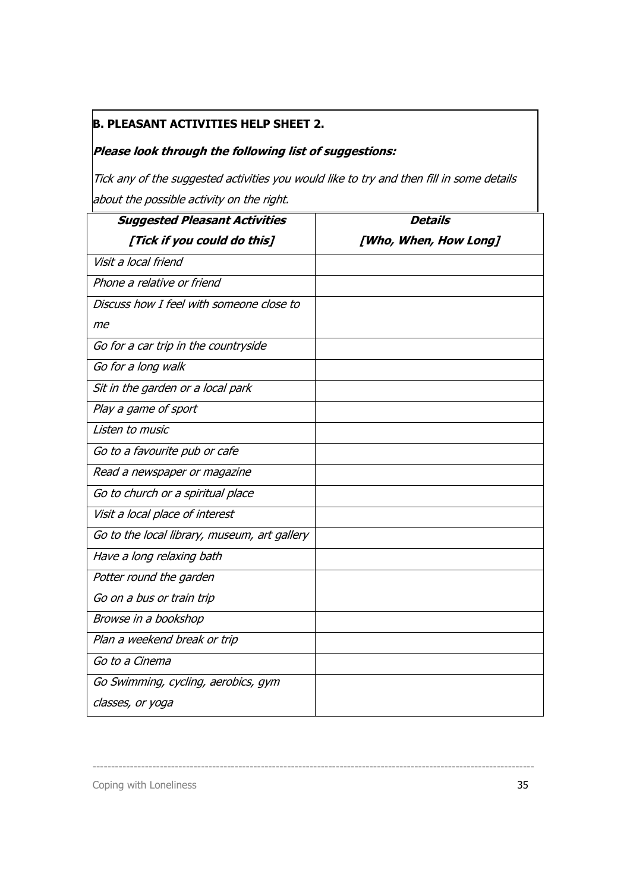**B. PLEASANT ACTIVITIES HELP SHEET 2.**

***Please look through the following list of suggestions:***

*Tick any of the suggested activities you would like to try and then fill in some details about the possible activity on the right.*

| ***Suggested Pleasant Activities [Tick if you could do this]*** | ***Details [Who, When, How Long]*** |
|---|---|
| *Visit a local friend* | |
| *Phone a relative or friend* | |
| *Discuss how I feel with someone close to me* | |
| *Go for a car trip in the countryside* | |
| *Go for a long walk* | |
| *Sit in the garden or a local park* | |
| *Play a game of sport* | |
| *Listen to music* | |
| *Go to a favourite pub or cafe* | |
| *Read a newspaper or magazine* | |
| *Go to church or a spiritual place* | |
| *Visit a local place of interest* | |
| *Go to the local library, museum, art gallery* | |
| *Have a long relaxing bath* | |
| *Potter round the garden* *Go on a bus or train trip* | |
| *Browse in a bookshop* | |
| *Plan a weekend break or trip* | |
| *Go to a Cinema* | |
| *Go Swimming, cycling, aerobics, gym classes, or yoga* | |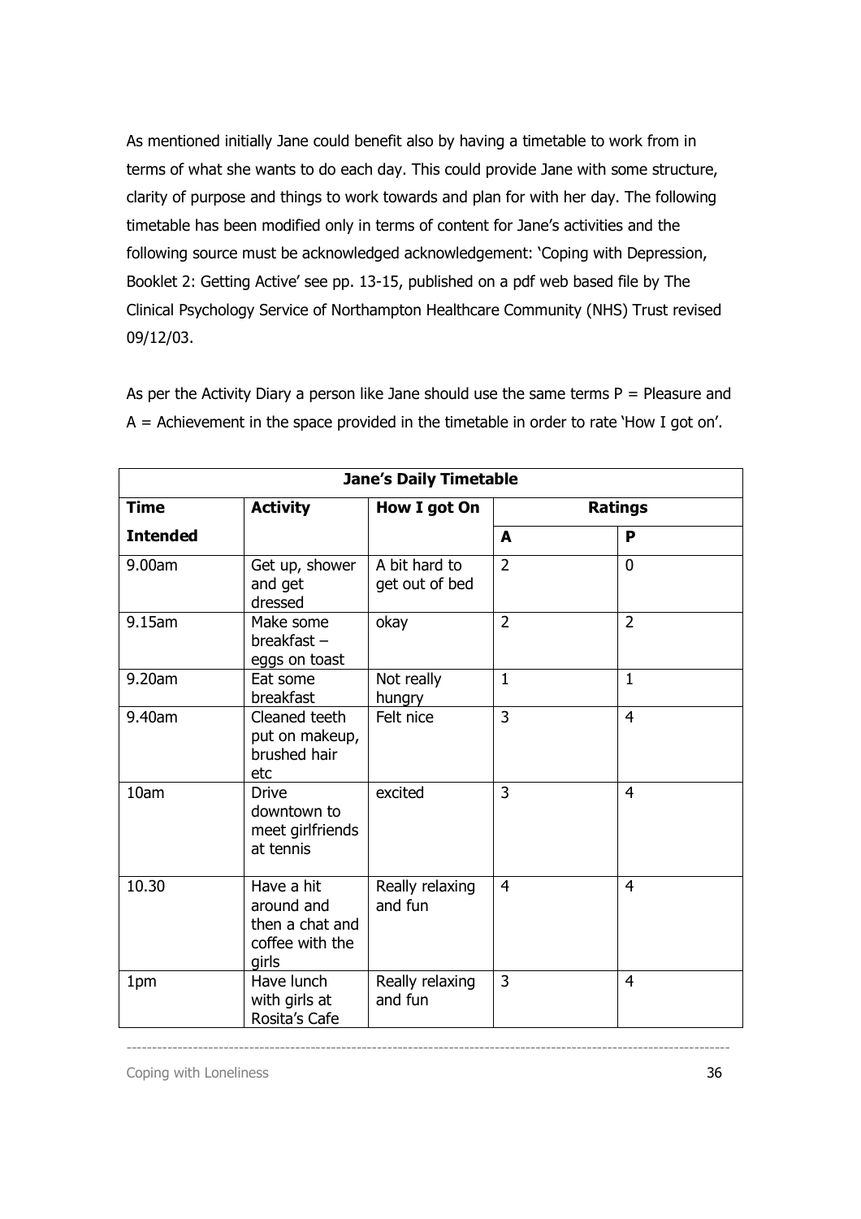As mentioned initially Jane could benefit also by having a timetable to work from in terms of what she wants to do each day. This could provide Jane with some structure, clarity of purpose and things to work towards and plan for with her day. The following timetable has been modified only in terms of content for Jane's activities and the following source must be acknowledged acknowledgement: 'Coping with Depression, Booklet 2: Getting Active' see pp. 13-15, published on a pdf web based file by The Clinical Psychology Service of Northampton Healthcare Community (NHS) Trust revised 09/12/03.

As per the Activity Diary a person like Jane should use the same terms P = Pleasure and A = Achievement in the space provided in the timetable in order to rate 'How I got on'.

| **Jane's Daily Timetable** | | | | |
|---|---|---|---|---|
| **Time** | **Activity** | **How I got On** | **Ratings** | |
| **Intended** | | | **A** | **P** |
| 9.00am | Get up, shower and get dressed | A bit hard to get out of bed | 2 | 0 |
| 9.15am | Make some breakfast – eggs on toast | okay | 2 | 2 |
| 9.20am | Eat some breakfast | Not really hungry | 1 | 1 |
| 9.40am | Cleaned teeth put on makeup, brushed hair etc | Felt nice | 3 | 4 |
| 10am | Drive downtown to meet girlfriends at tennis | excited | 3 | 4 |
| 10.30 | Have a hit around and then a chat and coffee with the girls | Really relaxing and fun | 4 | 4 |
| 1pm | Have lunch with girls at Rosita's Cafe | Really relaxing and fun | 3 | 4 |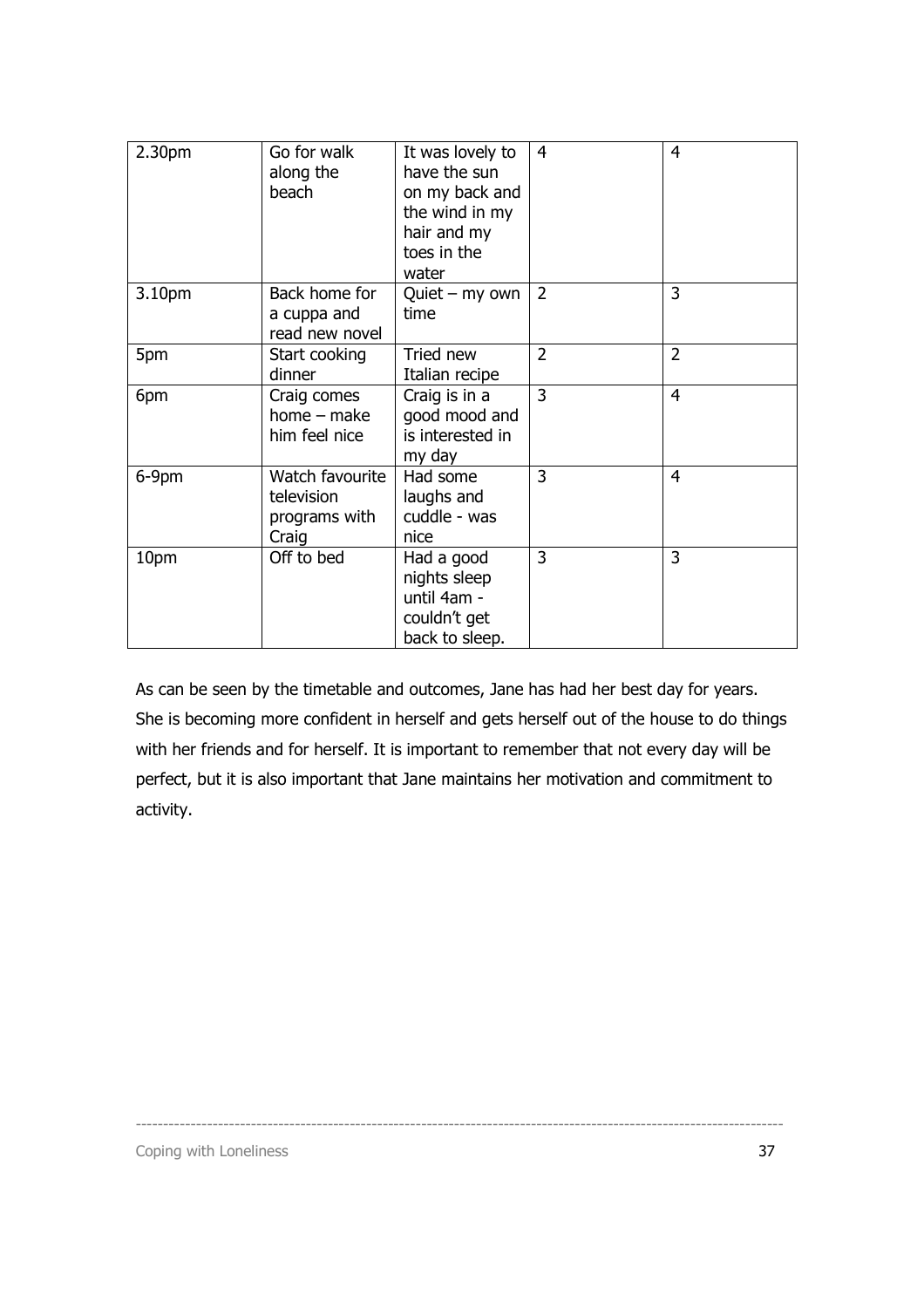| 2.30pm | Go for walk along the beach | It was lovely to have the sun on my back and the wind in my hair and my toes in the water | 4 | 4 |
|---|---|---|---|---|
| 3.10pm | Back home for a cuppa and read new novel | Quiet – my own time | 2 | 3 |
| 5pm | Start cooking dinner | Tried new Italian recipe | 2 | 2 |
| 6pm | Craig comes home – make him feel nice | Craig is in a good mood and is interested in my day | 3 | 4 |
| 6-9pm | Watch favourite television programs with Craig | Had some laughs and cuddle - was nice | 3 | 4 |
| 10pm | Off to bed | Had a good nights sleep until 4am - couldn't get back to sleep. | 3 | 3 |

As can be seen by the timetable and outcomes, Jane has had her best day for years. She is becoming more confident in herself and gets herself out of the house to do things with her friends and for herself. It is important to remember that not every day will be perfect, but it is also important that Jane maintains her motivation and commitment to activity.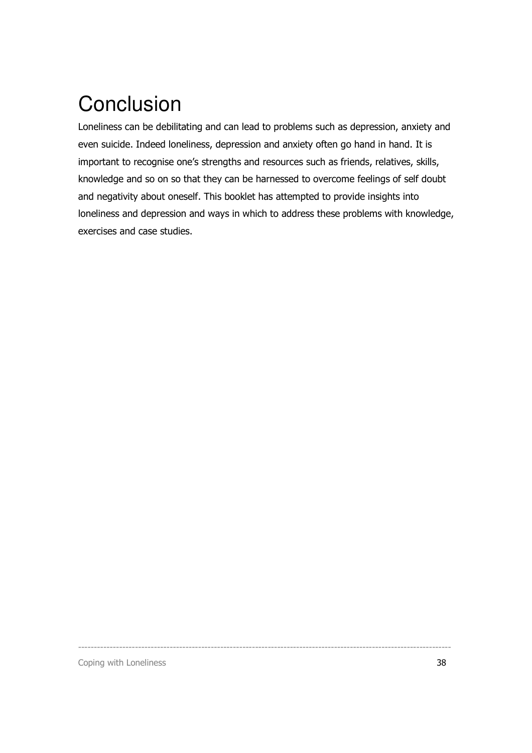# Conclusion

Loneliness can be debilitating and can lead to problems such as depression, anxiety and even suicide. Indeed loneliness, depression and anxiety often go hand in hand. It is important to recognise one's strengths and resources such as friends, relatives, skills, knowledge and so on so that they can be harnessed to overcome feelings of self doubt and negativity about oneself. This booklet has attempted to provide insights into loneliness and depression and ways in which to address these problems with knowledge, exercises and case studies.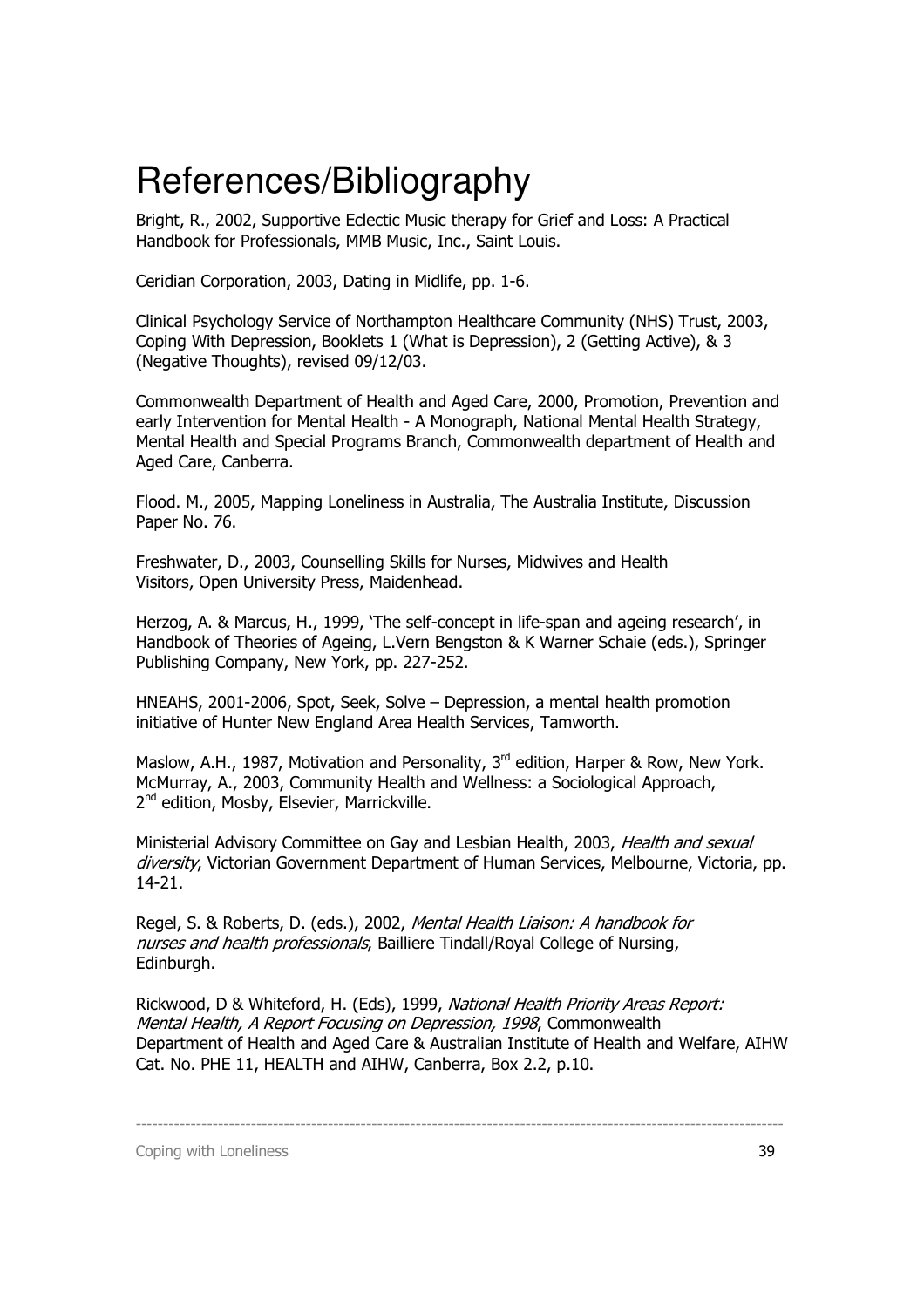# References/Bibliography

Bright, R., 2002, Supportive Eclectic Music therapy for Grief and Loss: A Practical Handbook for Professionals, MMB Music, Inc., Saint Louis.

Ceridian Corporation, 2003, Dating in Midlife, pp. 1-6.

Clinical Psychology Service of Northampton Healthcare Community (NHS) Trust, 2003, Coping With Depression, Booklets 1 (What is Depression), 2 (Getting Active), & 3 (Negative Thoughts), revised 09/12/03.

Commonwealth Department of Health and Aged Care, 2000, Promotion, Prevention and early Intervention for Mental Health - A Monograph, National Mental Health Strategy, Mental Health and Special Programs Branch, Commonwealth department of Health and Aged Care, Canberra.

Flood. M., 2005, Mapping Loneliness in Australia, The Australia Institute, Discussion Paper No. 76.

Freshwater, D., 2003, Counselling Skills for Nurses, Midwives and Health Visitors, Open University Press, Maidenhead.

Herzog, A. & Marcus, H., 1999, 'The self-concept in life-span and ageing research', in Handbook of Theories of Ageing, L.Vern Bengston & K Warner Schaie (eds.), Springer Publishing Company, New York, pp. 227-252.

HNEAHS, 2001-2006, Spot, Seek, Solve – Depression, a mental health promotion initiative of Hunter New England Area Health Services, Tamworth.

Maslow, A.H., 1987, Motivation and Personality, 3rd edition, Harper & Row, New York.
McMurray, A., 2003, Community Health and Wellness: a Sociological Approach, 2nd edition, Mosby, Elsevier, Marrickville.

Ministerial Advisory Committee on Gay and Lesbian Health, 2003, *Health and sexual diversity*, Victorian Government Department of Human Services, Melbourne, Victoria, pp. 14-21.

Regel, S. & Roberts, D. (eds.), 2002, *Mental Health Liaison: A handbook for nurses and health professionals*, Bailliere Tindall/Royal College of Nursing, Edinburgh.

Rickwood, D & Whiteford, H. (Eds), 1999, *National Health Priority Areas Report: Mental Health, A Report Focusing on Depression, 1998*, Commonwealth Department of Health and Aged Care & Australian Institute of Health and Welfare, AIHW Cat. No. PHE 11, HEALTH and AIHW, Canberra, Box 2.2, p.10.